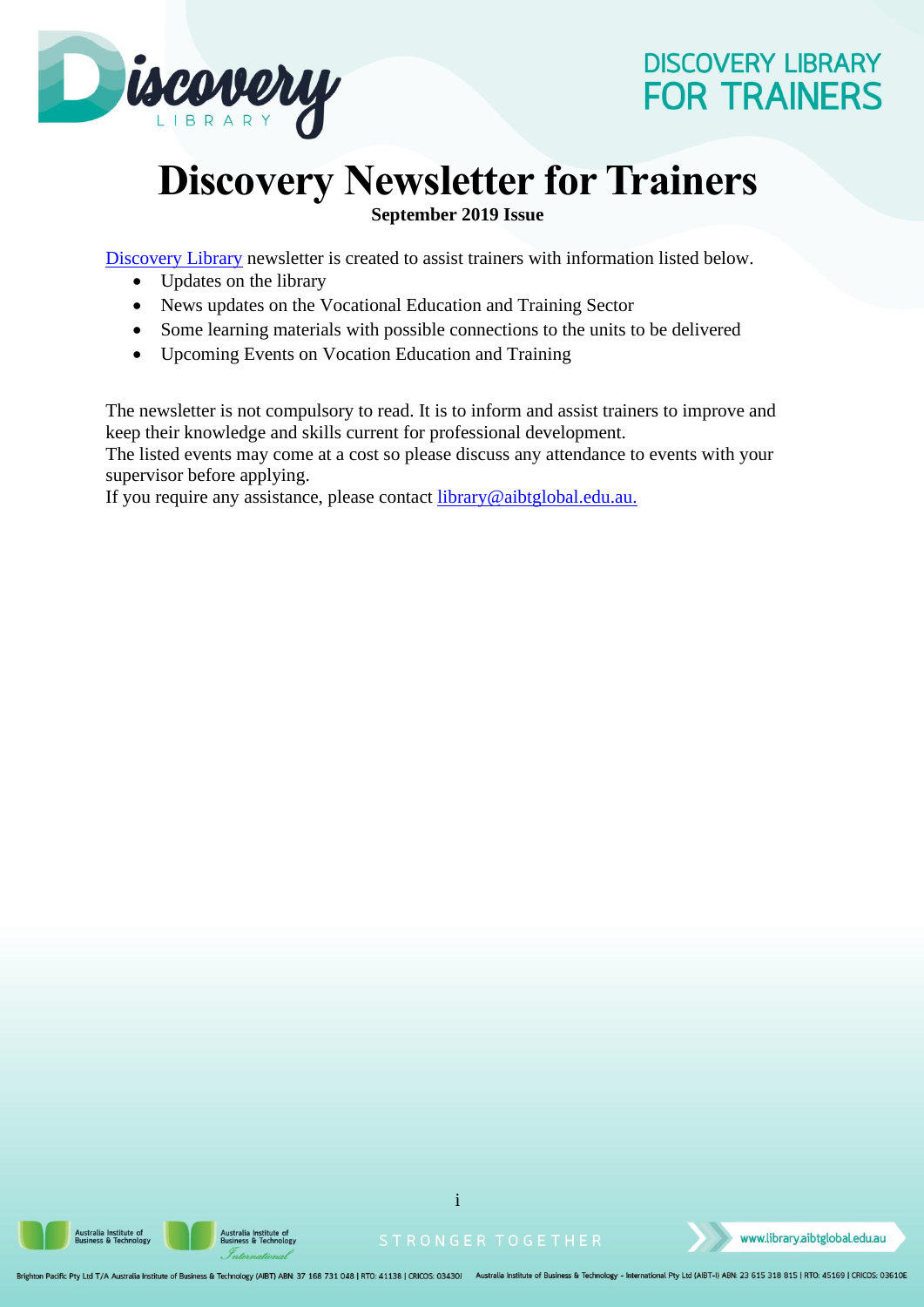# Discovery Newsletter for Trainers

**September 2019 Issue**

Discovery Library newsletter is created to assist trainers with information listed below.

- Updates on the library
- News updates on the Vocational Education and Training Sector
- Some learning materials with possible connections to the units to be delivered
- Upcoming Events on Vocation Education and Training

The newsletter is not compulsory to read. It is to inform and assist trainers to improve and keep their knowledge and skills current for professional development.
The listed events may come at a cost so please discuss any attendance to events with your supervisor before applying.
If you require any assistance, please contact library@aibtglobal.edu.au.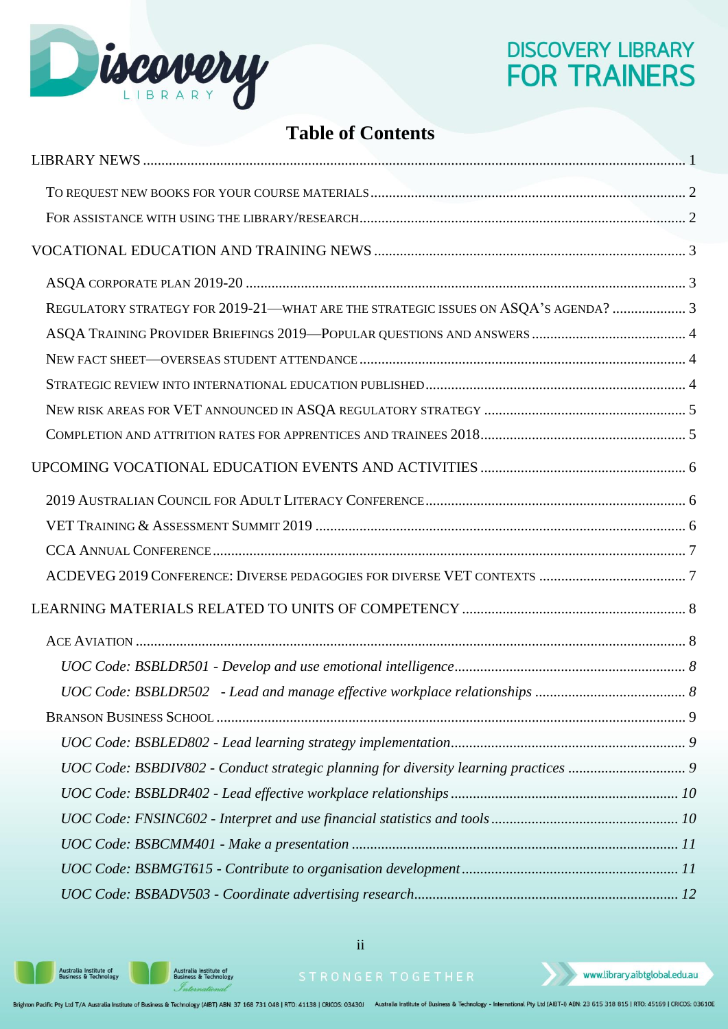# Table of Contents

LIBRARY NEWS ........ 1

- TO REQUEST NEW BOOKS FOR YOUR COURSE MATERIALS ........ 2
- FOR ASSISTANCE WITH USING THE LIBRARY/RESEARCH ........ 2

VOCATIONAL EDUCATION AND TRAINING NEWS ........ 3

- ASQA CORPORATE PLAN 2019-20 ........ 3
- REGULATORY STRATEGY FOR 2019-21—WHAT ARE THE STRATEGIC ISSUES ON ASQA'S AGENDA? ........ 3
- ASQA TRAINING PROVIDER BRIEFINGS 2019—POPULAR QUESTIONS AND ANSWERS ........ 4
- NEW FACT SHEET—OVERSEAS STUDENT ATTENDANCE ........ 4
- STRATEGIC REVIEW INTO INTERNATIONAL EDUCATION PUBLISHED ........ 4
- NEW RISK AREAS FOR VET ANNOUNCED IN ASQA REGULATORY STRATEGY ........ 5
- COMPLETION AND ATTRITION RATES FOR APPRENTICES AND TRAINEES 2018 ........ 5

UPCOMING VOCATIONAL EDUCATION EVENTS AND ACTIVITIES ........ 6

- 2019 AUSTRALIAN COUNCIL FOR ADULT LITERACY CONFERENCE ........ 6
- VET TRAINING & ASSESSMENT SUMMIT 2019 ........ 6
- CCA ANNUAL CONFERENCE ........ 7
- ACDEVEG 2019 CONFERENCE: DIVERSE PEDAGOGIES FOR DIVERSE VET CONTEXTS ........ 7

LEARNING MATERIALS RELATED TO UNITS OF COMPETENCY ........ 8

- ACE AVIATION ........ 8
  - *UOC Code: BSBLDR501 - Develop and use emotional intelligence ........ 8*
  - *UOC Code: BSBLDR502 - Lead and manage effective workplace relationships ........ 8*
- BRANSON BUSINESS SCHOOL ........ 9
  - *UOC Code: BSBLED802 - Lead learning strategy implementation ........ 9*
  - *UOC Code: BSBDIV802 - Conduct strategic planning for diversity learning practices ........ 9*
  - *UOC Code: BSBLDR402 - Lead effective workplace relationships ........ 10*
  - *UOC Code: FNSINC602 - Interpret and use financial statistics and tools ........ 10*
  - *UOC Code: BSBCMM401 - Make a presentation ........ 11*
  - *UOC Code: BSBMGT615 - Contribute to organisation development ........ 11*
  - *UOC Code: BSBADV503 - Coordinate advertising research ........ 12*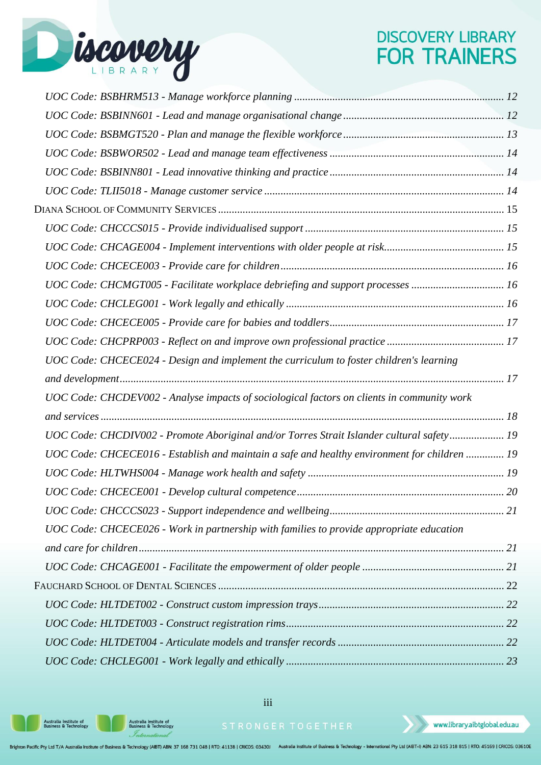*UOC Code: BSBHRM513 - Manage workforce planning* ........................................................................... *12*

*UOC Code: BSBINN601 - Lead and manage organisational change* ........................................................ *12*

*UOC Code: BSBMGT520 - Plan and manage the flexible workforce* ........................................................ *13*

*UOC Code: BSBWOR502 - Lead and manage team effectiveness* ............................................................ *14*

*UOC Code: BSBINN801 - Lead innovative thinking and practice* ............................................................ *14*

*UOC Code: TLII5018 - Manage customer service* .................................................................................. *14*

DIANA SCHOOL OF COMMUNITY SERVICES .................................................................................... 15

*UOC Code: CHCCCS015 - Provide individualised support* ..................................................................... *15*

*UOC Code: CHCAGE004 - Implement interventions with older people at risk* ........................................ *15*

*UOC Code: CHCECE003 - Provide care for children* ............................................................................. *16*

*UOC Code: CHCMGT005 - Facilitate workplace debriefing and support processes* ................................ *16*

*UOC Code: CHCLEG001 - Work legally and ethically* ........................................................................... *16*

*UOC Code: CHCECE005 - Provide care for babies and toddlers* ............................................................ *17*

*UOC Code: CHCPRP003 - Reflect on and improve own professional practice* ......................................... *17*

*UOC Code: CHCECE024 - Design and implement the curriculum to foster children's learning and development* ........................................................................................................................... *17*

*UOC Code: CHCDEV002 - Analyse impacts of sociological factors on clients in community work and services* ................................................................................................................................ *18*

*UOC Code: CHCDIV002 - Promote Aboriginal and/or Torres Strait Islander cultural safety* .................... *19*

*UOC Code: CHCECE016 - Establish and maintain a safe and healthy environment for children* ............. *19*

*UOC Code: HLTWHS004 - Manage work health and safety* ................................................................... *19*

*UOC Code: CHCECE001 - Develop cultural competence* ....................................................................... *20*

*UOC Code: CHCCCS023 - Support independence and wellbeing* ............................................................ *21*

*UOC Code: CHCECE026 - Work in partnership with families to provide appropriate education and care for children* ................................................................................................................ *21*

*UOC Code: CHCAGE001 - Facilitate the empowerment of older people* ................................................ *21*

FAUCHARD SCHOOL OF DENTAL SCIENCES .................................................................................. 22

*UOC Code: HLTDET002 - Construct custom impression trays* ................................................................ *22*

*UOC Code: HLTDET003 - Construct registration rims* ............................................................................ *22*

*UOC Code: HLTDET004 - Articulate models and transfer records* ......................................................... *22*

*UOC Code: CHCLEG001 - Work legally and ethically* ........................................................................... *23*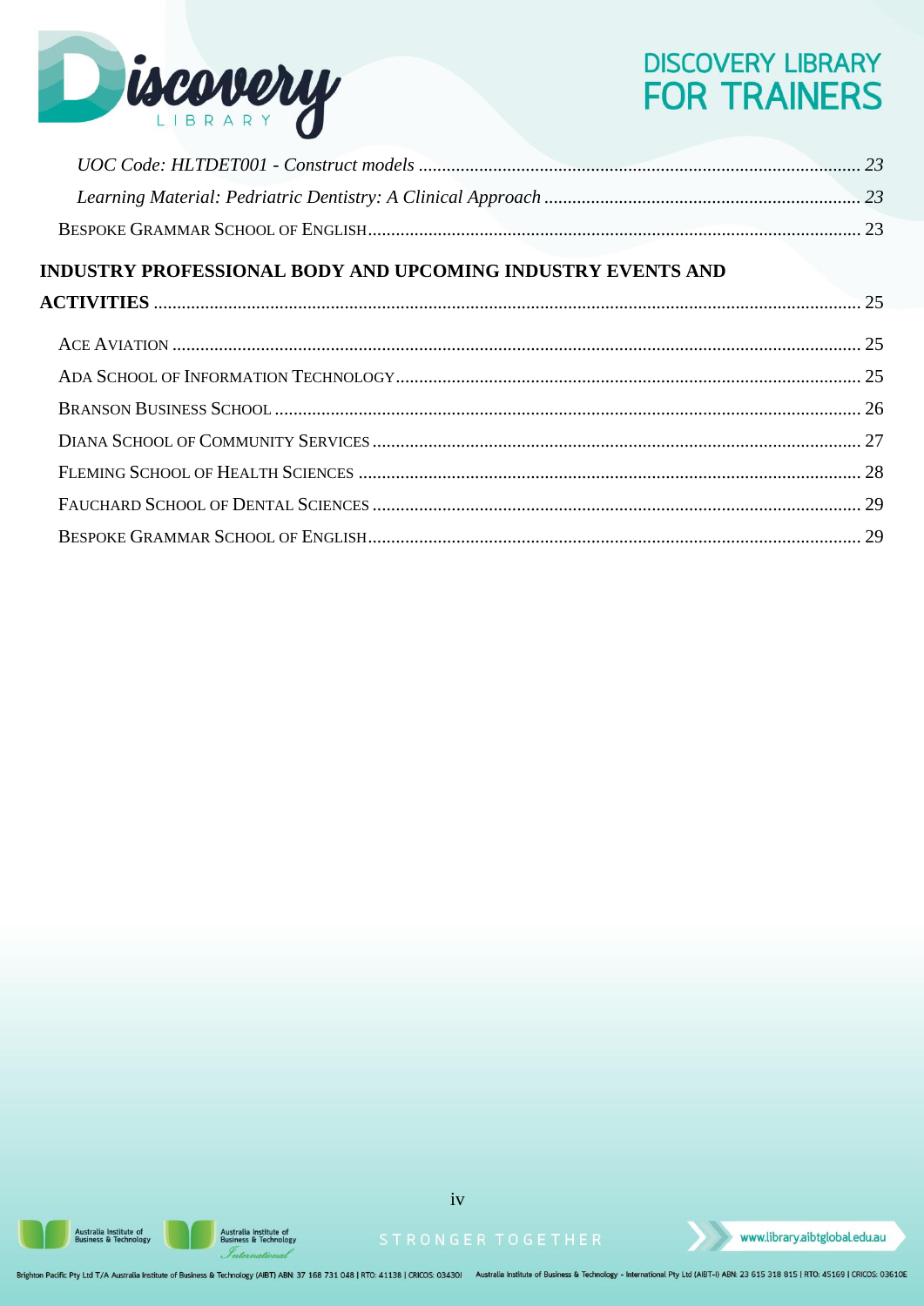*UOC Code: HLTDET001 - Construct models* ........ *23*

*Learning Material: Pedriatric Dentistry: A Clinical Approach* ........ *23*

Bespoke Grammar School of English ........ 23

**INDUSTRY PROFESSIONAL BODY AND UPCOMING INDUSTRY EVENTS AND ACTIVITIES** ........ 25

Ace Aviation ........ 25

Ada School of Information Technology ........ 25

Branson Business School ........ 26

Diana School of Community Services ........ 27

Fleming School of Health Sciences ........ 28

Fauchard School of Dental Sciences ........ 29

Bespoke Grammar School of English ........ 29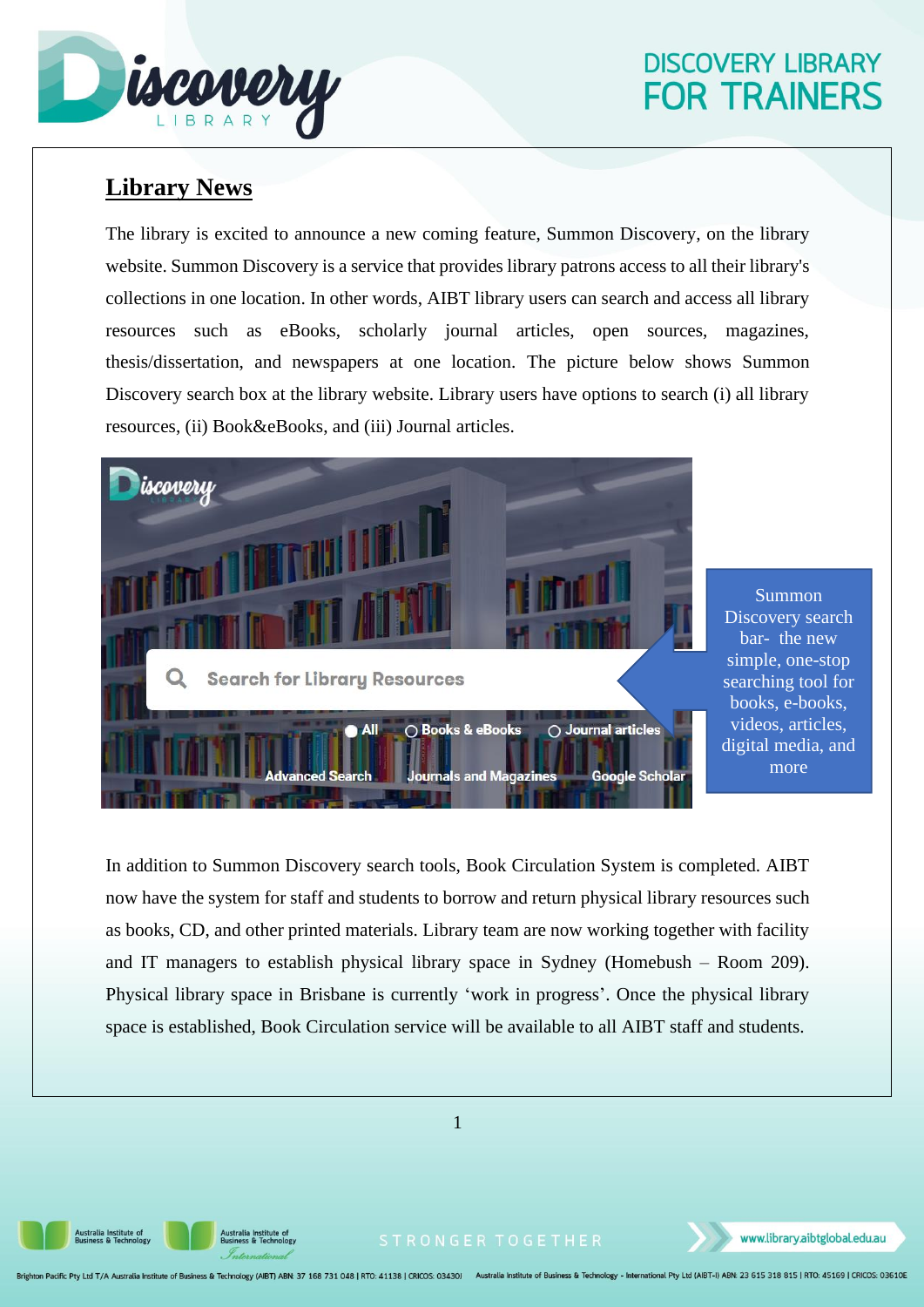## Library News

The library is excited to announce a new coming feature, Summon Discovery, on the library website. Summon Discovery is a service that provides library patrons access to all their library's collections in one location. In other words, AIBT library users can search and access all library resources such as eBooks, scholarly journal articles, open sources, magazines, thesis/dissertation, and newspapers at one location. The picture below shows Summon Discovery search box at the library website. Library users have options to search (i) all library resources, (ii) Book&eBooks, and (iii) Journal articles.

Summon Discovery search bar- the new simple, one-stop searching tool for books, e-books, videos, articles, digital media, and more

In addition to Summon Discovery search tools, Book Circulation System is completed. AIBT now have the system for staff and students to borrow and return physical library resources such as books, CD, and other printed materials. Library team are now working together with facility and IT managers to establish physical library space in Sydney (Homebush – Room 209). Physical library space in Brisbane is currently 'work in progress'. Once the physical library space is established, Book Circulation service will be available to all AIBT staff and students.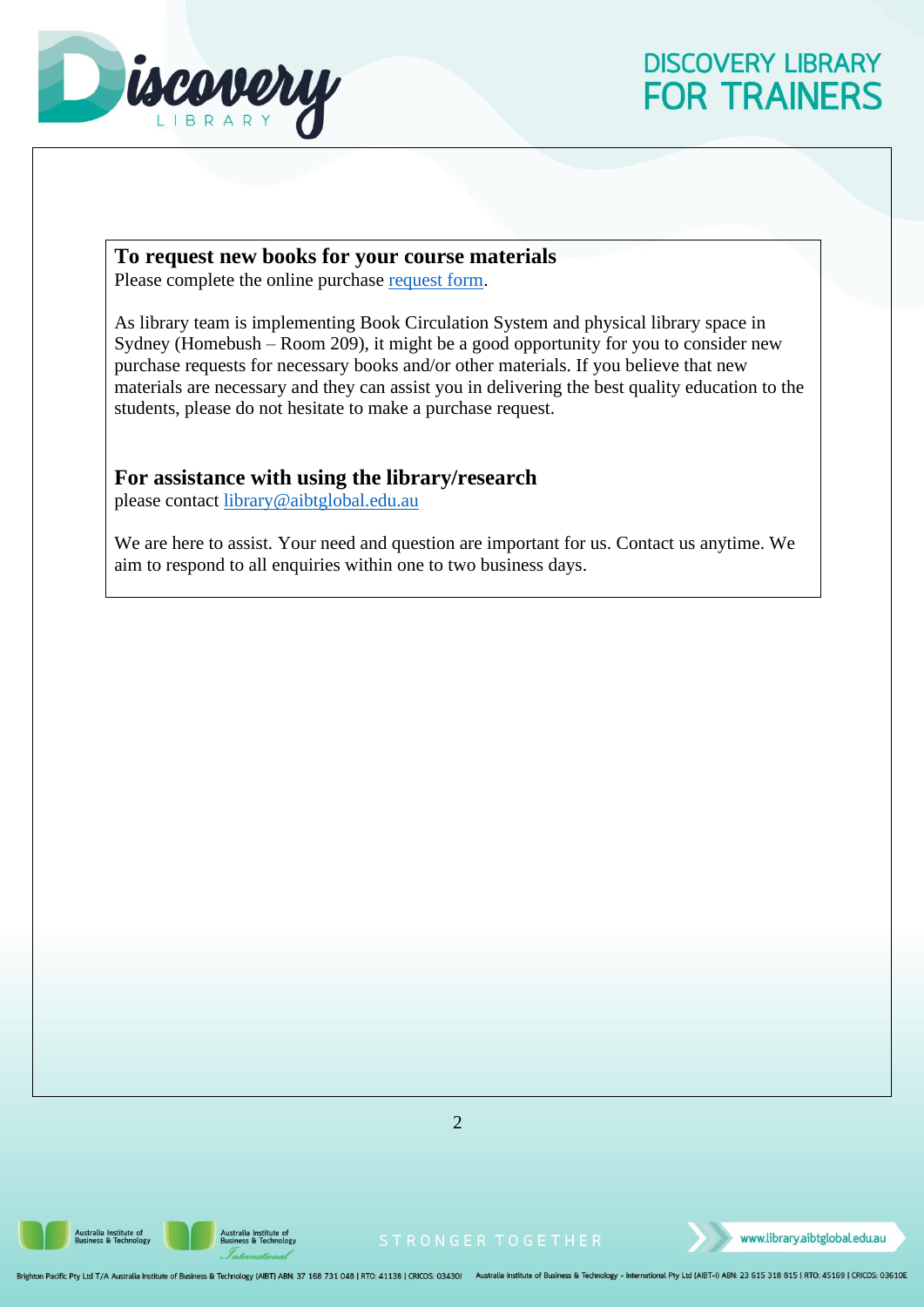## To request new books for your course materials

Please complete the online purchase [request form](request form).

As library team is implementing Book Circulation System and physical library space in Sydney (Homebush – Room 209), it might be a good opportunity for you to consider new purchase requests for necessary books and/or other materials. If you believe that new materials are necessary and they can assist you in delivering the best quality education to the students, please do not hesitate to make a purchase request.

## For assistance with using the library/research

please contact library@aibtglobal.edu.au

We are here to assist. Your need and question are important for us. Contact us anytime. We aim to respond to all enquiries within one to two business days.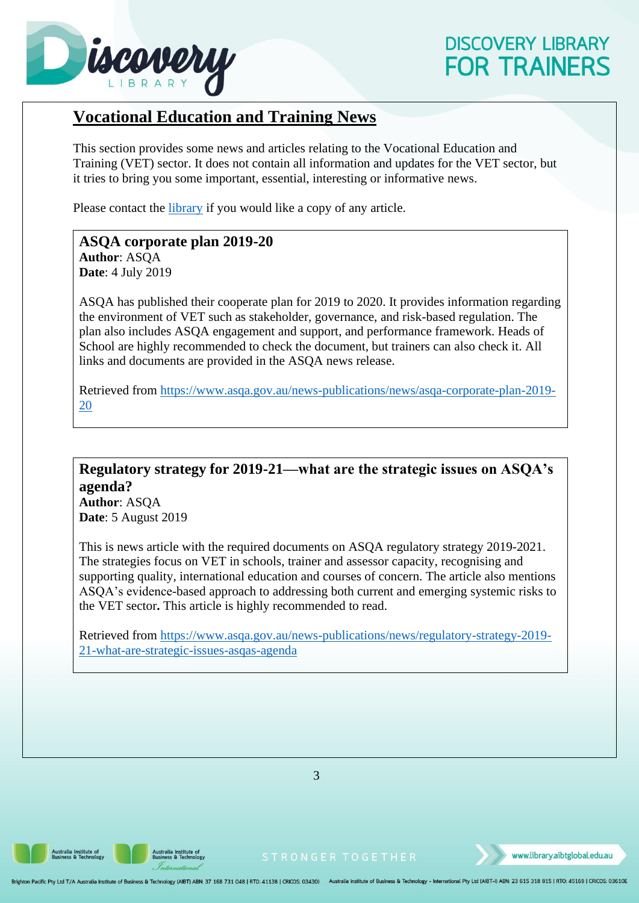## Vocational Education and Training News

This section provides some news and articles relating to the Vocational Education and Training (VET) sector. It does not contain all information and updates for the VET sector, but it tries to bring you some important, essential, interesting or informative news.

Please contact the [library](library) if you would like a copy of any article.

### ASQA corporate plan 2019-20

**Author**: ASQA
**Date**: 4 July 2019

ASQA has published their cooperate plan for 2019 to 2020. It provides information regarding the environment of VET such as stakeholder, governance, and risk-based regulation. The plan also includes ASQA engagement and support, and performance framework. Heads of School are highly recommended to check the document, but trainers can also check it. All links and documents are provided in the ASQA news release.

Retrieved from [https://www.asqa.gov.au/news-publications/news/asqa-corporate-plan-2019-20](https://www.asqa.gov.au/news-publications/news/asqa-corporate-plan-2019-20)

### Regulatory strategy for 2019-21—what are the strategic issues on ASQA's agenda?

**Author**: ASQA
**Date**: 5 August 2019

This is news article with the required documents on ASQA regulatory strategy 2019-2021. The strategies focus on VET in schools, trainer and assessor capacity, recognising and supporting quality, international education and courses of concern. The article also mentions ASQA's evidence-based approach to addressing both current and emerging systemic risks to the VET sector**.** This article is highly recommended to read.

Retrieved from [https://www.asqa.gov.au/news-publications/news/regulatory-strategy-2019-21-what-are-strategic-issues-asqas-agenda](https://www.asqa.gov.au/news-publications/news/regulatory-strategy-2019-21-what-are-strategic-issues-asqas-agenda)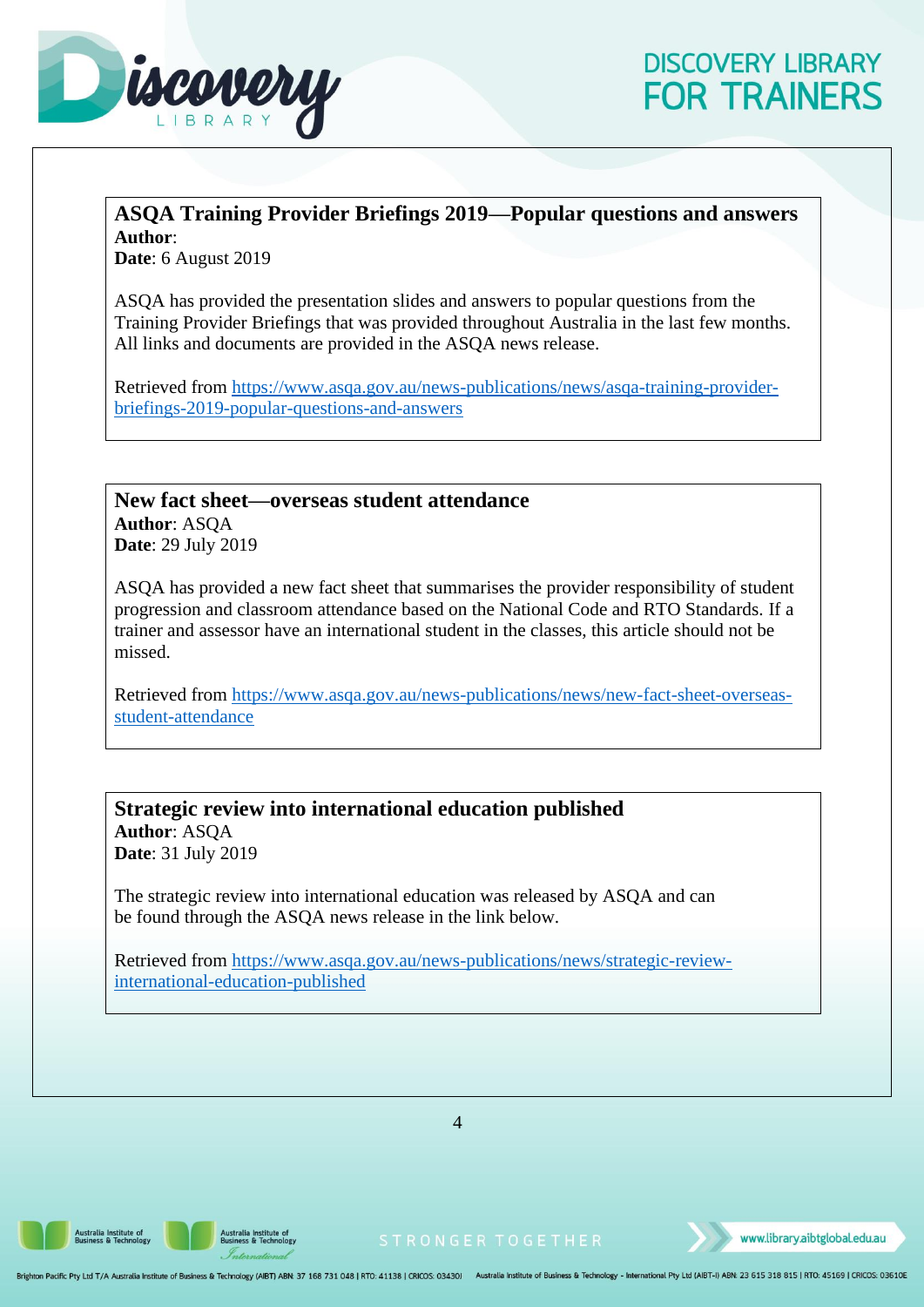### ASQA Training Provider Briefings 2019—Popular questions and answers

**Author**:
**Date**: 6 August 2019

ASQA has provided the presentation slides and answers to popular questions from the Training Provider Briefings that was provided throughout Australia in the last few months. All links and documents are provided in the ASQA news release.

Retrieved from https://www.asqa.gov.au/news-publications/news/asqa-training-provider-briefings-2019-popular-questions-and-answers

### New fact sheet—overseas student attendance

**Author**: ASQA
**Date**: 29 July 2019

ASQA has provided a new fact sheet that summarises the provider responsibility of student progression and classroom attendance based on the National Code and RTO Standards. If a trainer and assessor have an international student in the classes, this article should not be missed.

Retrieved from https://www.asqa.gov.au/news-publications/news/new-fact-sheet-overseas-student-attendance

### Strategic review into international education published

**Author**: ASQA
**Date**: 31 July 2019

The strategic review into international education was released by ASQA and can be found through the ASQA news release in the link below.

Retrieved from https://www.asqa.gov.au/news-publications/news/strategic-review-international-education-published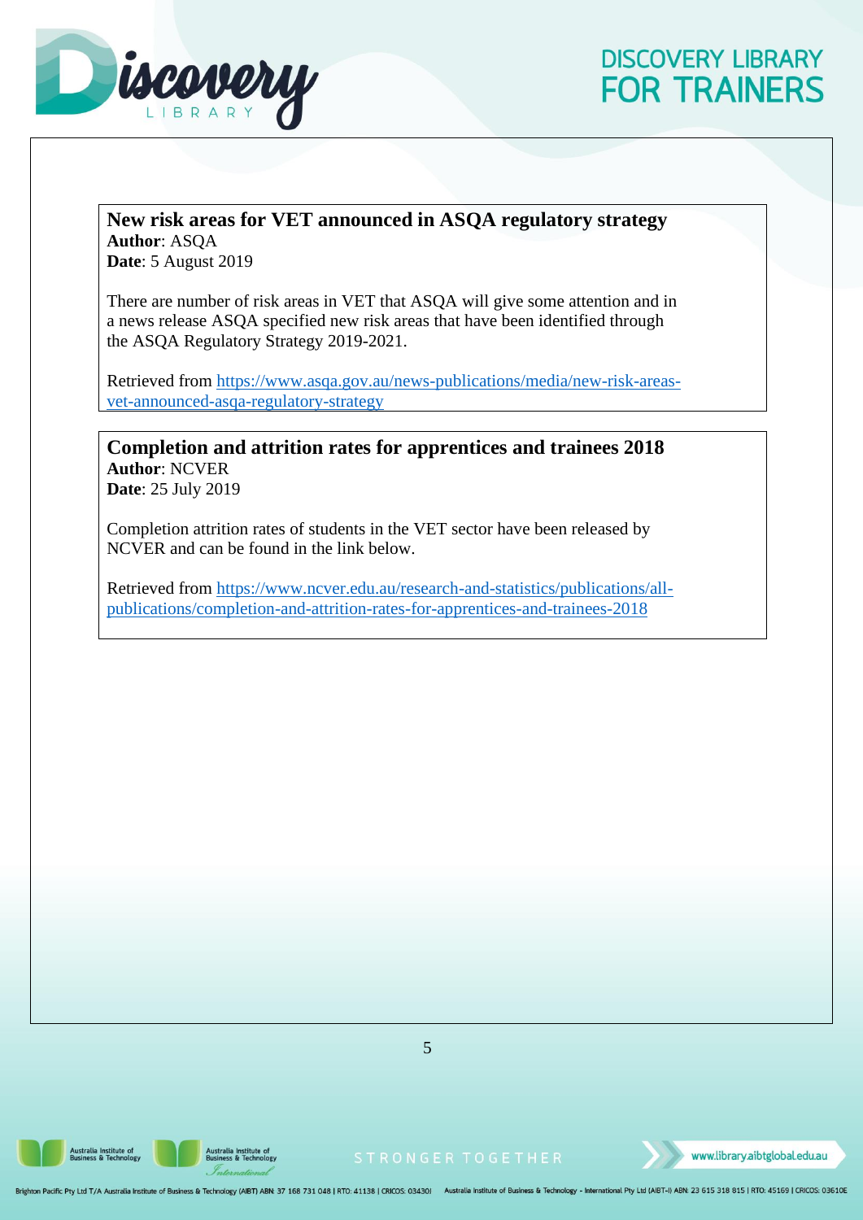## New risk areas for VET announced in ASQA regulatory strategy

**Author**: ASQA
**Date**: 5 August 2019

There are number of risk areas in VET that ASQA will give some attention and in a news release ASQA specified new risk areas that have been identified through the ASQA Regulatory Strategy 2019-2021.

Retrieved from https://www.asqa.gov.au/news-publications/media/new-risk-areas-vet-announced-asqa-regulatory-strategy

## Completion and attrition rates for apprentices and trainees 2018

**Author**: NCVER
**Date**: 25 July 2019

Completion attrition rates of students in the VET sector have been released by NCVER and can be found in the link below.

Retrieved from https://www.ncver.edu.au/research-and-statistics/publications/all-publications/completion-and-attrition-rates-for-apprentices-and-trainees-2018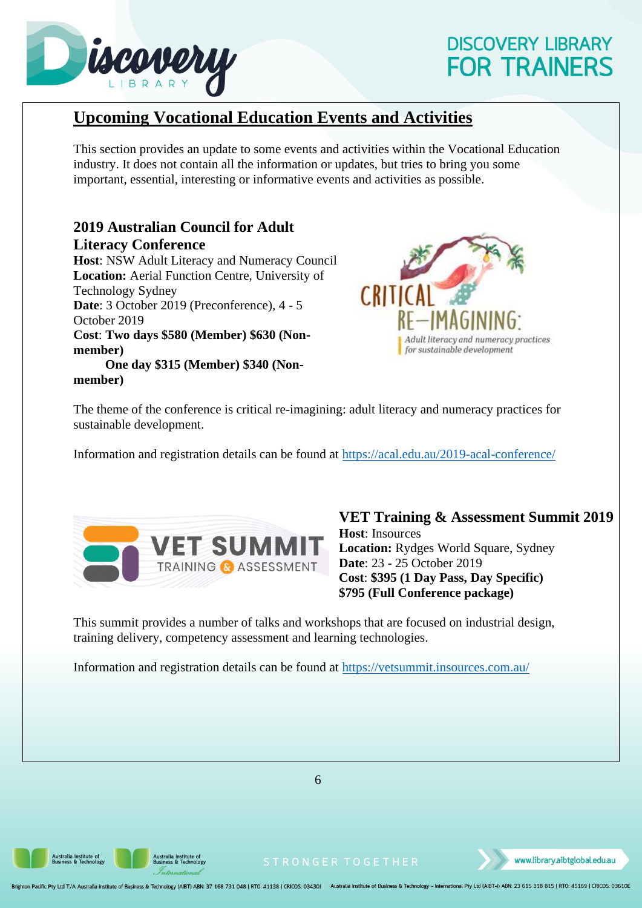## Upcoming Vocational Education Events and Activities

This section provides an update to some events and activities within the Vocational Education industry. It does not contain all the information or updates, but tries to bring you some important, essential, interesting or informative events and activities as possible.

### 2019 Australian Council for Adult Literacy Conference

**Host**: NSW Adult Literacy and Numeracy Council
**Location:** Aerial Function Centre, University of Technology Sydney
**Date**: 3 October 2019 (Preconference), 4 - 5 October 2019
**Cost**: **Two days $580 (Member) $630 (Non-member)**
**One day $315 (Member) $340 (Non-member)**

The theme of the conference is critical re-imagining: adult literacy and numeracy practices for sustainable development.

Information and registration details can be found at https://acal.edu.au/2019-acal-conference/

### VET Training & Assessment Summit 2019

**Host**: Insources
**Location:** Rydges World Square, Sydney
**Date**: 23 - 25 October 2019
**Cost**: **$395 (1 Day Pass, Day Specific)**
**$795 (Full Conference package)**

This summit provides a number of talks and workshops that are focused on industrial design, training delivery, competency assessment and learning technologies.

Information and registration details can be found at https://vetsummit.insources.com.au/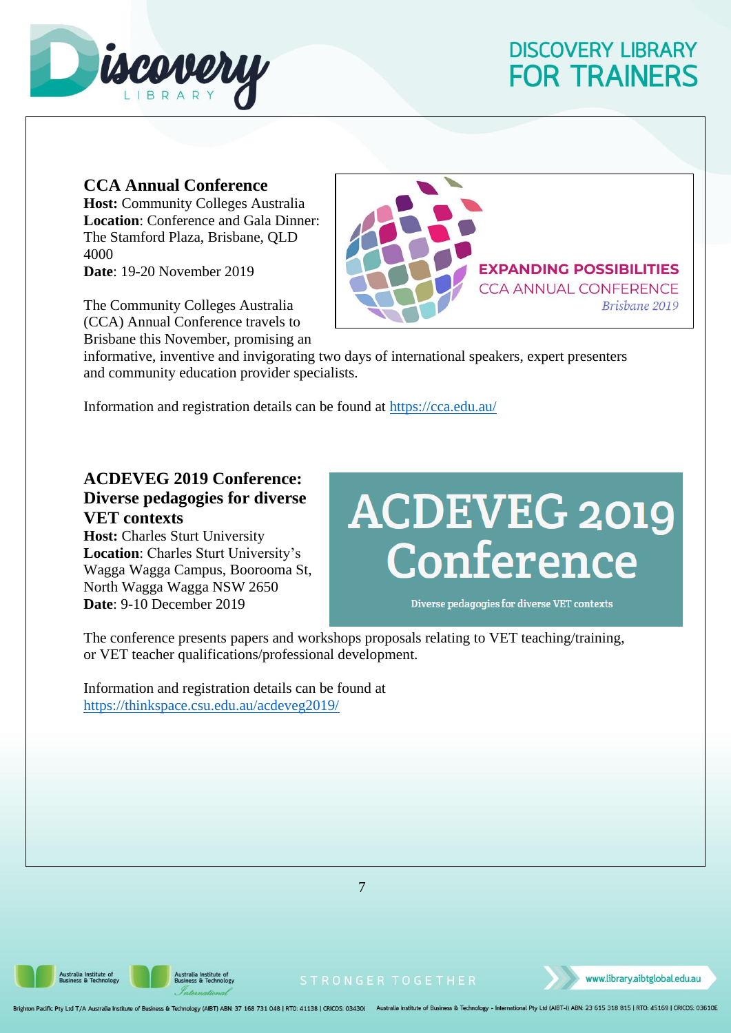### CCA Annual Conference

**Host:** Community Colleges Australia
**Location**: Conference and Gala Dinner: The Stamford Plaza, Brisbane, QLD 4000
**Date**: 19-20 November 2019

The Community Colleges Australia (CCA) Annual Conference travels to Brisbane this November, promising an informative, inventive and invigorating two days of international speakers, expert presenters and community education provider specialists.

Information and registration details can be found at https://cca.edu.au/

### ACDEVEG 2019 Conference: Diverse pedagogies for diverse VET contexts

**Host:** Charles Sturt University
**Location**: Charles Sturt University's Wagga Wagga Campus, Boorooma St, North Wagga Wagga NSW 2650
**Date**: 9-10 December 2019

The conference presents papers and workshops proposals relating to VET teaching/training, or VET teacher qualifications/professional development.

Information and registration details can be found at https://thinkspace.csu.edu.au/acdeveg2019/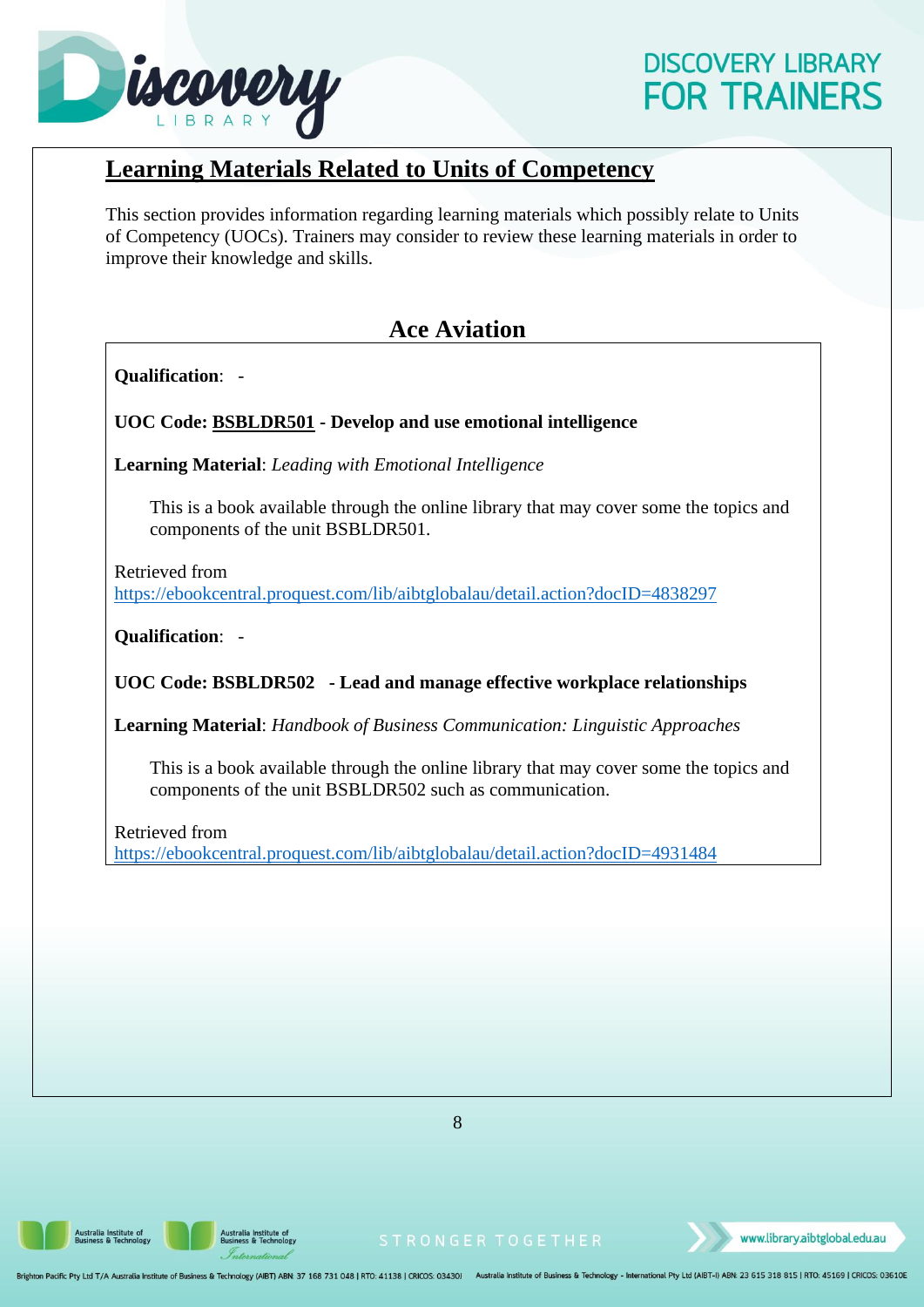## Learning Materials Related to Units of Competency

This section provides information regarding learning materials which possibly relate to Units of Competency (UOCs). Trainers may consider to review these learning materials in order to improve their knowledge and skills.

### Ace Aviation

**Qualification**: -

**UOC Code: BSBLDR501 - Develop and use emotional intelligence**

**Learning Material**: *Leading with Emotional Intelligence*

This is a book available through the online library that may cover some the topics and components of the unit BSBLDR501.

Retrieved from
https://ebookcentral.proquest.com/lib/aibtglobalau/detail.action?docID=4838297

**Qualification**: -

**UOC Code: BSBLDR502 - Lead and manage effective workplace relationships**

**Learning Material**: *Handbook of Business Communication: Linguistic Approaches*

This is a book available through the online library that may cover some the topics and components of the unit BSBLDR502 such as communication.

Retrieved from
https://ebookcentral.proquest.com/lib/aibtglobalau/detail.action?docID=4931484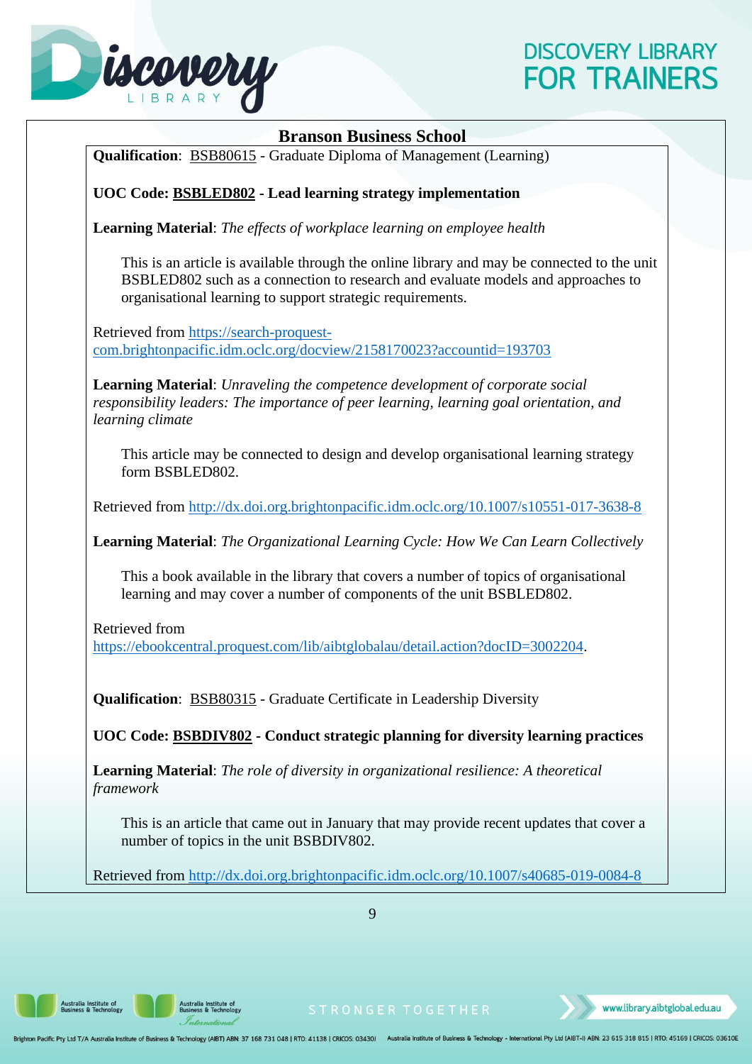## Branson Business School

**Qualification**: BSB80615 - Graduate Diploma of Management (Learning)

**UOC Code: BSBLED802 - Lead learning strategy implementation**

**Learning Material**: *The effects of workplace learning on employee health*

> This is an article is available through the online library and may be connected to the unit BSBLED802 such as a connection to research and evaluate models and approaches to organisational learning to support strategic requirements.

Retrieved from https://search-proquest-com.brightonpacific.idm.oclc.org/docview/2158170023?accountid=193703

**Learning Material**: *Unraveling the competence development of corporate social responsibility leaders: The importance of peer learning, learning goal orientation, and learning climate*

> This article may be connected to design and develop organisational learning strategy form BSBLED802.

Retrieved from http://dx.doi.org.brightonpacific.idm.oclc.org/10.1007/s10551-017-3638-8

**Learning Material**: *The Organizational Learning Cycle: How We Can Learn Collectively*

> This a book available in the library that covers a number of topics of organisational learning and may cover a number of components of the unit BSBLED802.

Retrieved from https://ebookcentral.proquest.com/lib/aibtglobalau/detail.action?docID=3002204.

**Qualification**: BSB80315 - Graduate Certificate in Leadership Diversity

**UOC Code: BSBDIV802 - Conduct strategic planning for diversity learning practices**

**Learning Material**: *The role of diversity in organizational resilience: A theoretical framework*

> This is an article that came out in January that may provide recent updates that cover a number of topics in the unit BSBDIV802.

Retrieved from http://dx.doi.org.brightonpacific.idm.oclc.org/10.1007/s40685-019-0084-8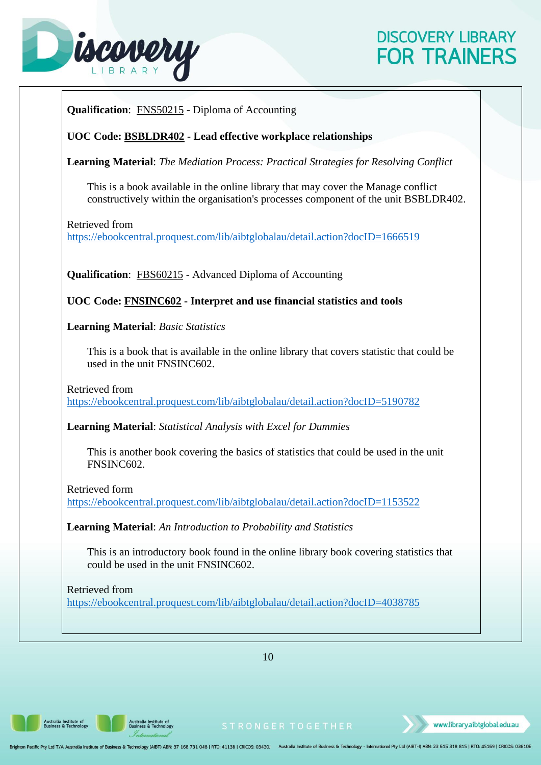**Qualification**: FNS50215 - Diploma of Accounting

**UOC Code: BSBLDR402 - Lead effective workplace relationships**

**Learning Material**: *The Mediation Process: Practical Strategies for Resolving Conflict*

This is a book available in the online library that may cover the Manage conflict constructively within the organisation's processes component of the unit BSBLDR402.

Retrieved from
https://ebookcentral.proquest.com/lib/aibtglobalau/detail.action?docID=1666519

**Qualification**: FBS60215 - Advanced Diploma of Accounting

**UOC Code: FNSINC602 - Interpret and use financial statistics and tools**

**Learning Material**: *Basic Statistics*

This is a book that is available in the online library that covers statistic that could be used in the unit FNSINC602.

Retrieved from
https://ebookcentral.proquest.com/lib/aibtglobalau/detail.action?docID=5190782

**Learning Material**: *Statistical Analysis with Excel for Dummies*

This is another book covering the basics of statistics that could be used in the unit FNSINC602.

Retrieved form
https://ebookcentral.proquest.com/lib/aibtglobalau/detail.action?docID=1153522

**Learning Material**: *An Introduction to Probability and Statistics*

This is an introductory book found in the online library book covering statistics that could be used in the unit FNSINC602.

Retrieved from
https://ebookcentral.proquest.com/lib/aibtglobalau/detail.action?docID=4038785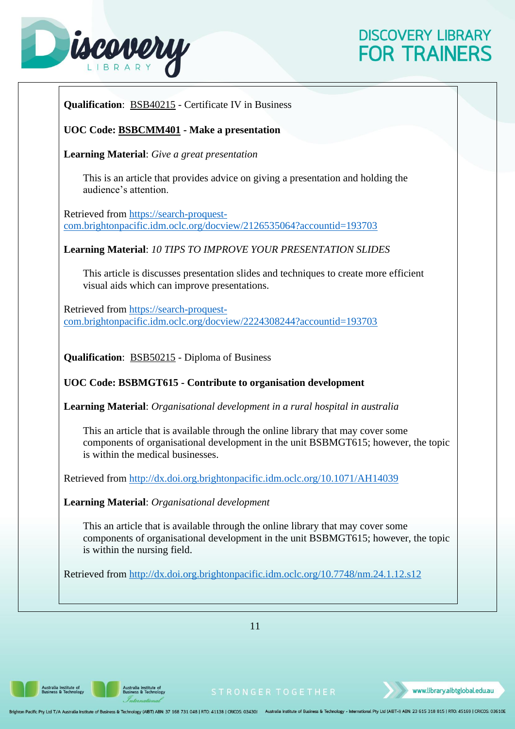**Qualification**: BSB40215 - Certificate IV in Business

**UOC Code: BSBCMM401 - Make a presentation**

**Learning Material**: *Give a great presentation*

This is an article that provides advice on giving a presentation and holding the audience's attention.

Retrieved from https://search-proquest-com.brightonpacific.idm.oclc.org/docview/2126535064?accountid=193703

**Learning Material**: *10 TIPS TO IMPROVE YOUR PRESENTATION SLIDES*

This article is discusses presentation slides and techniques to create more efficient visual aids which can improve presentations.

Retrieved from https://search-proquest-com.brightonpacific.idm.oclc.org/docview/2224308244?accountid=193703

**Qualification**: BSB50215 - Diploma of Business

**UOC Code: BSBMGT615 - Contribute to organisation development**

**Learning Material**: *Organisational development in a rural hospital in australia*

This an article that is available through the online library that may cover some components of organisational development in the unit BSBMGT615; however, the topic is within the medical businesses.

Retrieved from http://dx.doi.org.brightonpacific.idm.oclc.org/10.1071/AH14039

**Learning Material**: *Organisational development*

This an article that is available through the online library that may cover some components of organisational development in the unit BSBMGT615; however, the topic is within the nursing field.

Retrieved from http://dx.doi.org.brightonpacific.idm.oclc.org/10.7748/nm.24.1.12.s12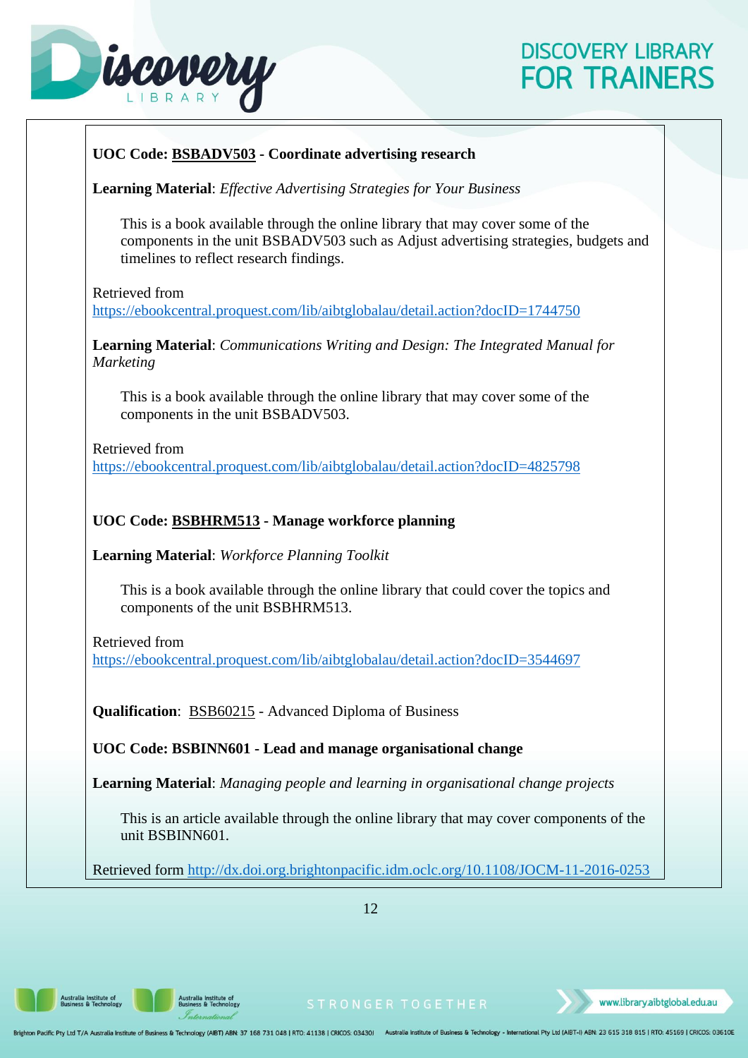**UOC Code: BSBADV503 - Coordinate advertising research**

**Learning Material**: *Effective Advertising Strategies for Your Business*

This is a book available through the online library that may cover some of the components in the unit BSBADV503 such as Adjust advertising strategies, budgets and timelines to reflect research findings.

Retrieved from
https://ebookcentral.proquest.com/lib/aibtglobalau/detail.action?docID=1744750

**Learning Material**: *Communications Writing and Design: The Integrated Manual for Marketing*

This is a book available through the online library that may cover some of the components in the unit BSBADV503.

Retrieved from
https://ebookcentral.proquest.com/lib/aibtglobalau/detail.action?docID=4825798

**UOC Code: BSBHRM513 - Manage workforce planning**

**Learning Material**: *Workforce Planning Toolkit*

This is a book available through the online library that could cover the topics and components of the unit BSBHRM513.

Retrieved from
https://ebookcentral.proquest.com/lib/aibtglobalau/detail.action?docID=3544697

**Qualification**: BSB60215 - Advanced Diploma of Business

**UOC Code: BSBINN601 - Lead and manage organisational change**

**Learning Material**: *Managing people and learning in organisational change projects*

This is an article available through the online library that may cover components of the unit BSBINN601.

Retrieved form http://dx.doi.org.brightonpacific.idm.oclc.org/10.1108/JOCM-11-2016-0253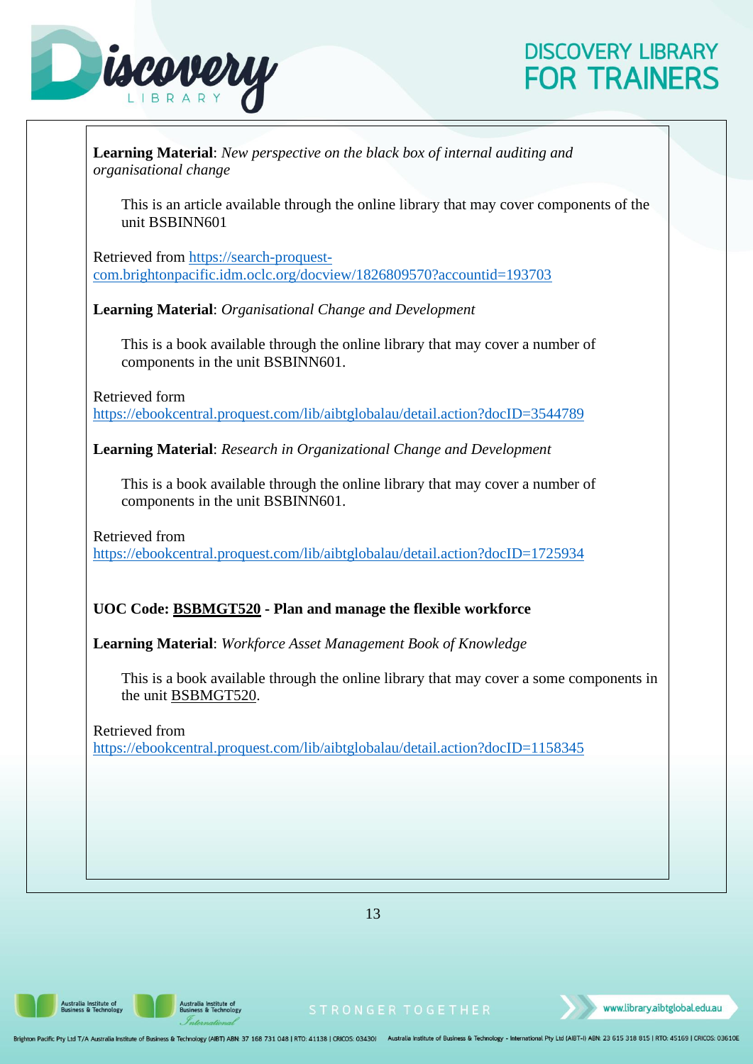**Learning Material**: *New perspective on the black box of internal auditing and organisational change*

This is an article available through the online library that may cover components of the unit BSBINN601

Retrieved from https://search-proquest-com.brightonpacific.idm.oclc.org/docview/1826809570?accountid=193703

**Learning Material**: *Organisational Change and Development*

This is a book available through the online library that may cover a number of components in the unit BSBINN601.

Retrieved form https://ebookcentral.proquest.com/lib/aibtglobalau/detail.action?docID=3544789

**Learning Material**: *Research in Organizational Change and Development*

This is a book available through the online library that may cover a number of components in the unit BSBINN601.

Retrieved from https://ebookcentral.proquest.com/lib/aibtglobalau/detail.action?docID=1725934

**UOC Code: BSBMGT520 - Plan and manage the flexible workforce**

**Learning Material**: *Workforce Asset Management Book of Knowledge*

This is a book available through the online library that may cover a some components in the unit BSBMGT520.

Retrieved from https://ebookcentral.proquest.com/lib/aibtglobalau/detail.action?docID=1158345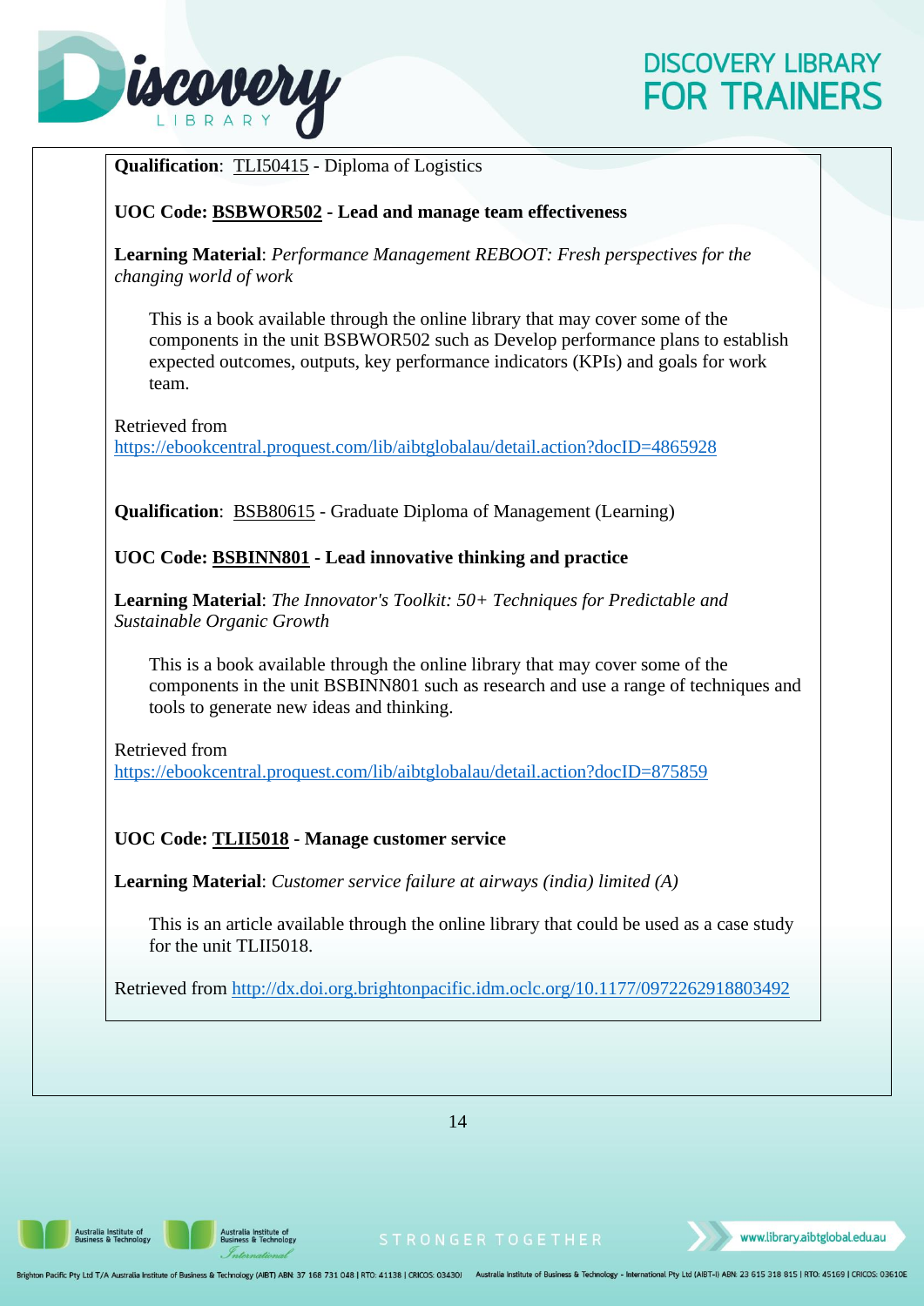**Qualification**: TLI50415 - Diploma of Logistics

**UOC Code: BSBWOR502 - Lead and manage team effectiveness**

**Learning Material**: *Performance Management REBOOT: Fresh perspectives for the changing world of work*

This is a book available through the online library that may cover some of the components in the unit BSBWOR502 such as Develop performance plans to establish expected outcomes, outputs, key performance indicators (KPIs) and goals for work team.

Retrieved from https://ebookcentral.proquest.com/lib/aibtglobalau/detail.action?docID=4865928

**Qualification**: BSB80615 - Graduate Diploma of Management (Learning)

**UOC Code: BSBINN801 - Lead innovative thinking and practice**

**Learning Material**: *The Innovator's Toolkit: 50+ Techniques for Predictable and Sustainable Organic Growth*

This is a book available through the online library that may cover some of the components in the unit BSBINN801 such as research and use a range of techniques and tools to generate new ideas and thinking.

Retrieved from https://ebookcentral.proquest.com/lib/aibtglobalau/detail.action?docID=875859

**UOC Code: TLII5018 - Manage customer service**

**Learning Material**: *Customer service failure at airways (india) limited (A)*

This is an article available through the online library that could be used as a case study for the unit TLII5018.

Retrieved from http://dx.doi.org.brightonpacific.idm.oclc.org/10.1177/0972262918803492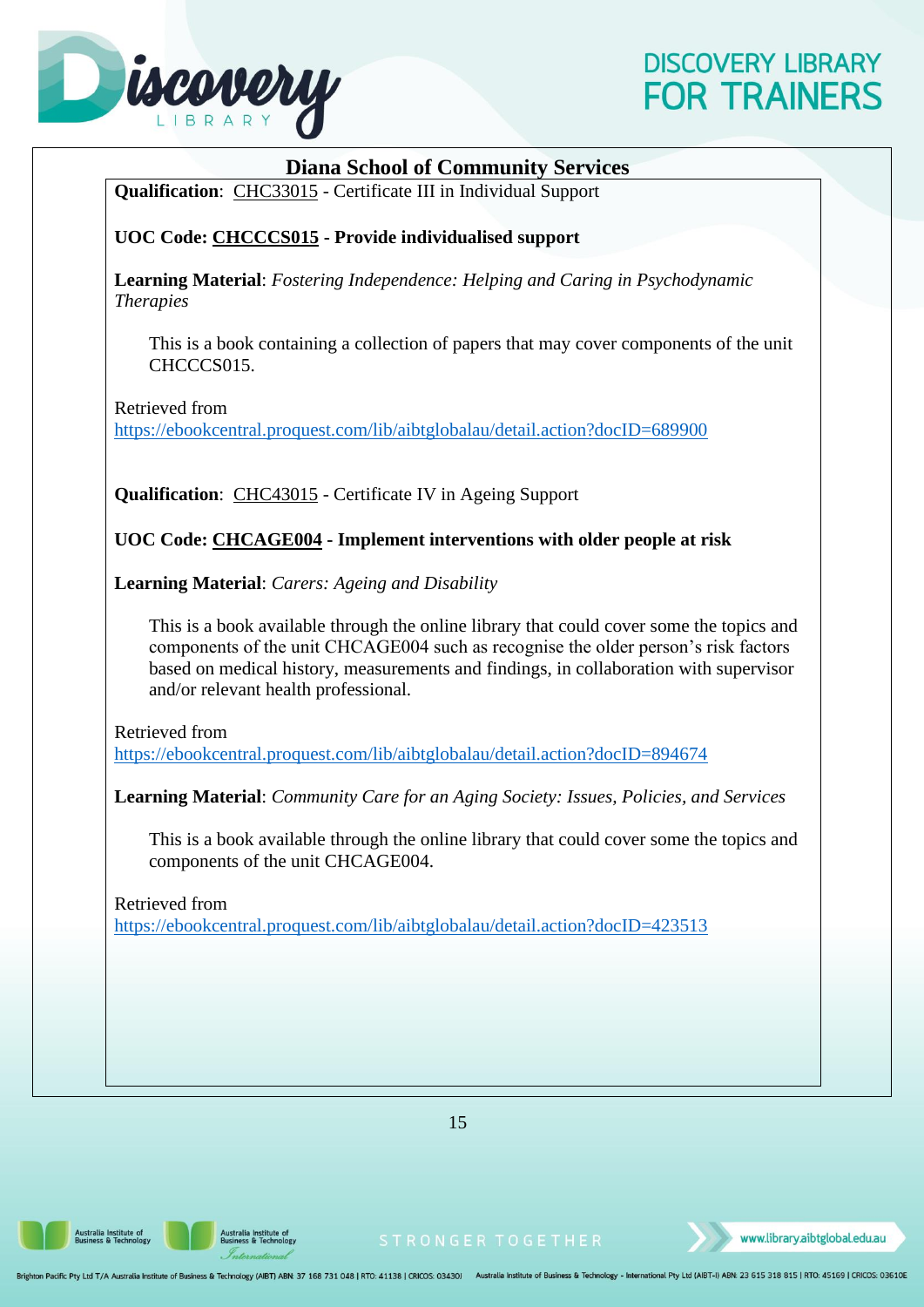## Diana School of Community Services

**Qualification**: CHC33015 - Certificate III in Individual Support

**UOC Code: CHCCCS015 - Provide individualised support**

**Learning Material**: *Fostering Independence: Helping and Caring in Psychodynamic Therapies*

This is a book containing a collection of papers that may cover components of the unit CHCCCS015.

Retrieved from
https://ebookcentral.proquest.com/lib/aibtglobalau/detail.action?docID=689900

**Qualification**: CHC43015 - Certificate IV in Ageing Support

**UOC Code: CHCAGE004 - Implement interventions with older people at risk**

**Learning Material**: *Carers: Ageing and Disability*

This is a book available through the online library that could cover some the topics and components of the unit CHCAGE004 such as recognise the older person's risk factors based on medical history, measurements and findings, in collaboration with supervisor and/or relevant health professional.

Retrieved from
https://ebookcentral.proquest.com/lib/aibtglobalau/detail.action?docID=894674

**Learning Material**: *Community Care for an Aging Society: Issues, Policies, and Services*

This is a book available through the online library that could cover some the topics and components of the unit CHCAGE004.

Retrieved from
https://ebookcentral.proquest.com/lib/aibtglobalau/detail.action?docID=423513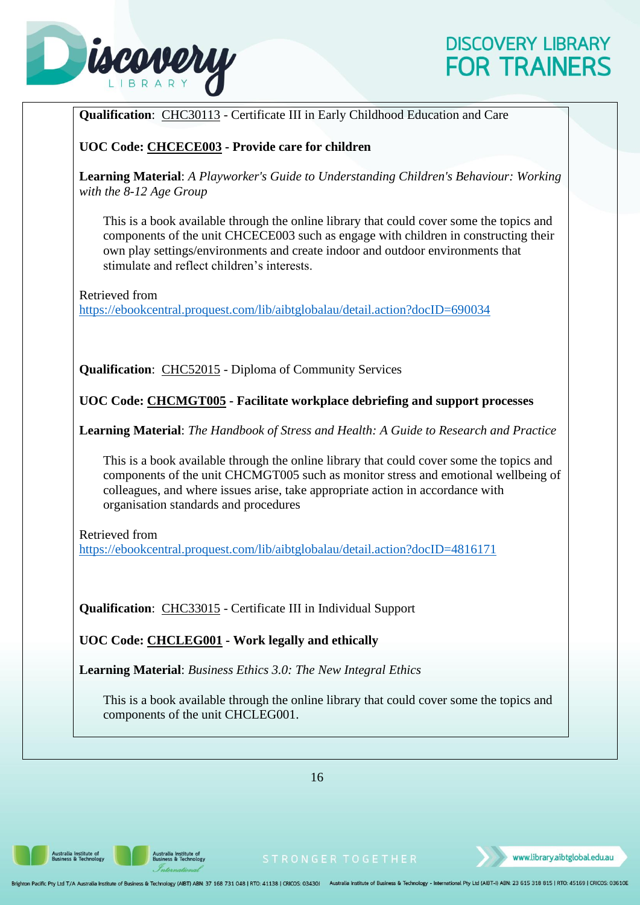**Qualification**: CHC30113 - Certificate III in Early Childhood Education and Care

**UOC Code: CHCECE003 - Provide care for children**

**Learning Material**: *A Playworker's Guide to Understanding Children's Behaviour: Working with the 8-12 Age Group*

This is a book available through the online library that could cover some the topics and components of the unit CHCECE003 such as engage with children in constructing their own play settings/environments and create indoor and outdoor environments that stimulate and reflect children's interests.

Retrieved from
https://ebookcentral.proquest.com/lib/aibtglobalau/detail.action?docID=690034

**Qualification**: CHC52015 - Diploma of Community Services

**UOC Code: CHCMGT005 - Facilitate workplace debriefing and support processes**

**Learning Material**: *The Handbook of Stress and Health: A Guide to Research and Practice*

This is a book available through the online library that could cover some the topics and components of the unit CHCMGT005 such as monitor stress and emotional wellbeing of colleagues, and where issues arise, take appropriate action in accordance with organisation standards and procedures

Retrieved from
https://ebookcentral.proquest.com/lib/aibtglobalau/detail.action?docID=4816171

**Qualification**: CHC33015 - Certificate III in Individual Support

**UOC Code: CHCLEG001 - Work legally and ethically**

**Learning Material**: *Business Ethics 3.0: The New Integral Ethics*

This is a book available through the online library that could cover some the topics and components of the unit CHCLEG001.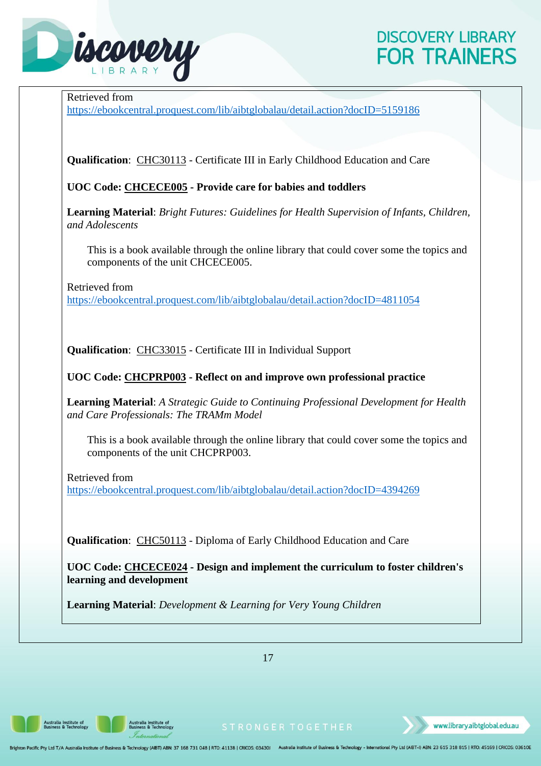Retrieved from
https://ebookcentral.proquest.com/lib/aibtglobalau/detail.action?docID=5159186

**Qualification**: CHC30113 - Certificate III in Early Childhood Education and Care

**UOC Code: CHCECE005 - Provide care for babies and toddlers**

**Learning Material**: *Bright Futures: Guidelines for Health Supervision of Infants, Children, and Adolescents*

> This is a book available through the online library that could cover some the topics and components of the unit CHCECE005.

Retrieved from
https://ebookcentral.proquest.com/lib/aibtglobalau/detail.action?docID=4811054

**Qualification**: CHC33015 - Certificate III in Individual Support

**UOC Code: CHCPRP003 - Reflect on and improve own professional practice**

**Learning Material**: *A Strategic Guide to Continuing Professional Development for Health and Care Professionals: The TRAMm Model*

> This is a book available through the online library that could cover some the topics and components of the unit CHCPRP003.

Retrieved from
https://ebookcentral.proquest.com/lib/aibtglobalau/detail.action?docID=4394269

**Qualification**: CHC50113 - Diploma of Early Childhood Education and Care

**UOC Code: CHCECE024 - Design and implement the curriculum to foster children's learning and development**

**Learning Material**: *Development & Learning for Very Young Children*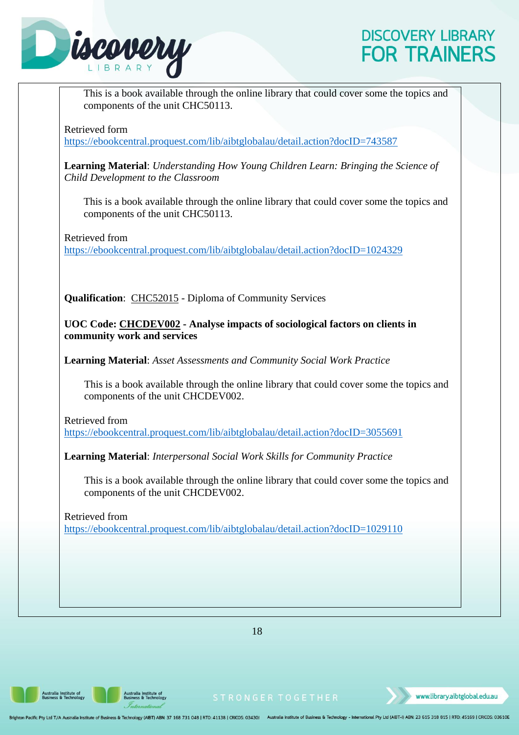This is a book available through the online library that could cover some the topics and components of the unit CHC50113.

Retrieved form
https://ebookcentral.proquest.com/lib/aibtglobalau/detail.action?docID=743587

**Learning Material**: *Understanding How Young Children Learn: Bringing the Science of Child Development to the Classroom*

This is a book available through the online library that could cover some the topics and components of the unit CHC50113.

Retrieved from
https://ebookcentral.proquest.com/lib/aibtglobalau/detail.action?docID=1024329

**Qualification**: CHC52015 - Diploma of Community Services

**UOC Code: CHCDEV002 - Analyse impacts of sociological factors on clients in community work and services**

**Learning Material**: *Asset Assessments and Community Social Work Practice*

This is a book available through the online library that could cover some the topics and components of the unit CHCDEV002.

Retrieved from
https://ebookcentral.proquest.com/lib/aibtglobalau/detail.action?docID=3055691

**Learning Material**: *Interpersonal Social Work Skills for Community Practice*

This is a book available through the online library that could cover some the topics and components of the unit CHCDEV002.

Retrieved from
https://ebookcentral.proquest.com/lib/aibtglobalau/detail.action?docID=1029110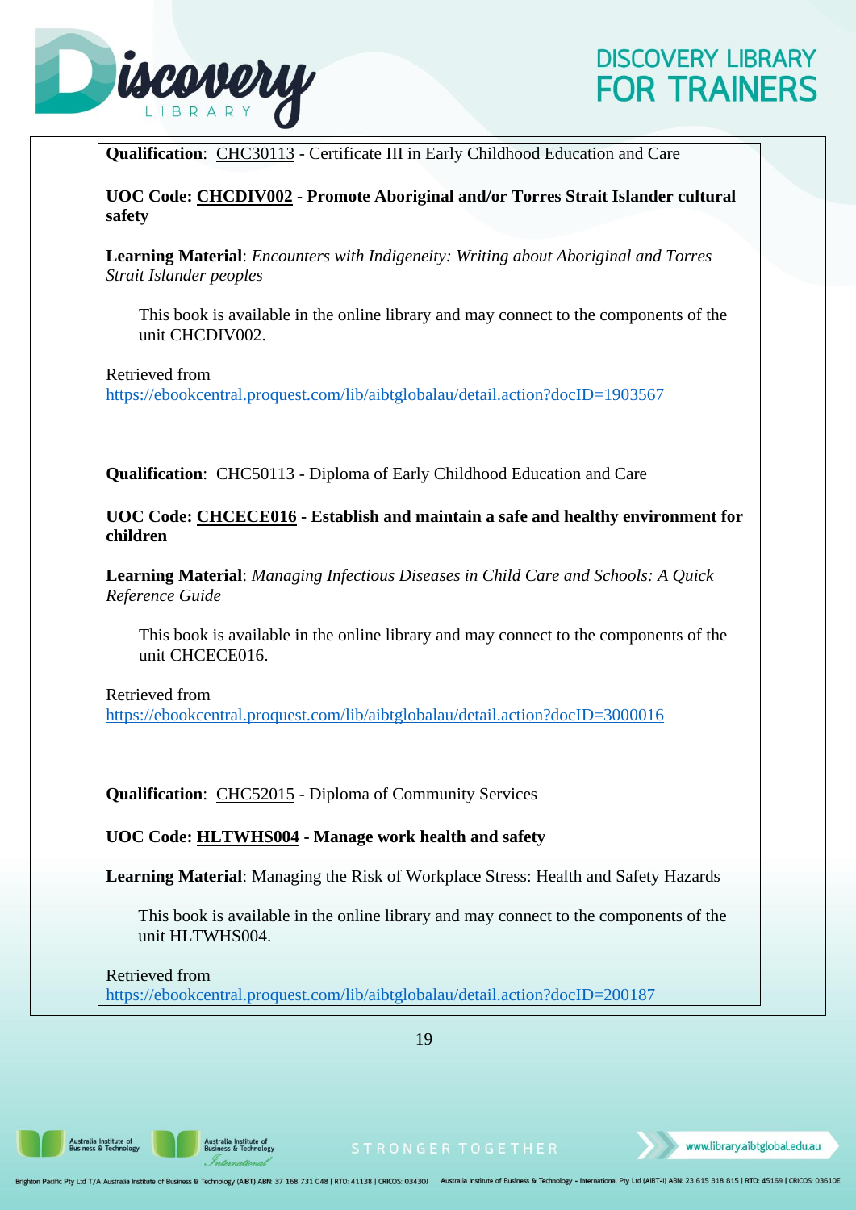**Qualification**: CHC30113 - Certificate III in Early Childhood Education and Care

**UOC Code: CHCDIV002 - Promote Aboriginal and/or Torres Strait Islander cultural safety**

**Learning Material**: *Encounters with Indigeneity: Writing about Aboriginal and Torres Strait Islander peoples*

This book is available in the online library and may connect to the components of the unit CHCDIV002.

Retrieved from https://ebookcentral.proquest.com/lib/aibtglobalau/detail.action?docID=1903567

**Qualification**: CHC50113 - Diploma of Early Childhood Education and Care

**UOC Code: CHCECE016 - Establish and maintain a safe and healthy environment for children**

**Learning Material**: *Managing Infectious Diseases in Child Care and Schools: A Quick Reference Guide*

This book is available in the online library and may connect to the components of the unit CHCECE016.

Retrieved from https://ebookcentral.proquest.com/lib/aibtglobalau/detail.action?docID=3000016

**Qualification**: CHC52015 - Diploma of Community Services

**UOC Code: HLTWHS004 - Manage work health and safety**

**Learning Material**: Managing the Risk of Workplace Stress: Health and Safety Hazards

This book is available in the online library and may connect to the components of the unit HLTWHS004.

Retrieved from https://ebookcentral.proquest.com/lib/aibtglobalau/detail.action?docID=200187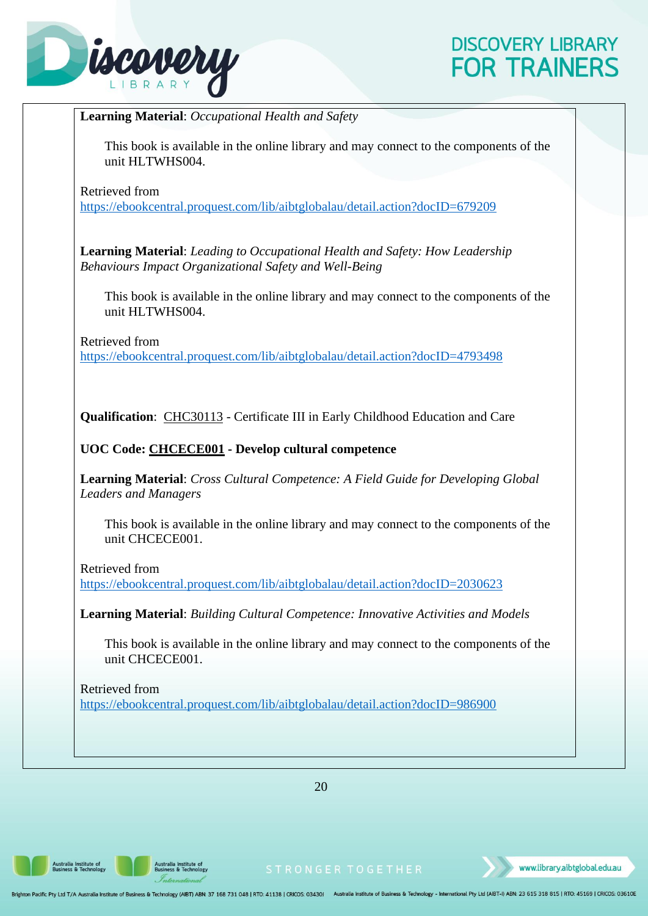**Learning Material**: *Occupational Health and Safety*

This book is available in the online library and may connect to the components of the unit HLTWHS004.

Retrieved from
https://ebookcentral.proquest.com/lib/aibtglobalau/detail.action?docID=679209

**Learning Material**: *Leading to Occupational Health and Safety: How Leadership Behaviours Impact Organizational Safety and Well-Being*

This book is available in the online library and may connect to the components of the unit HLTWHS004.

Retrieved from
https://ebookcentral.proquest.com/lib/aibtglobalau/detail.action?docID=4793498

**Qualification**: CHC30113 - Certificate III in Early Childhood Education and Care

**UOC Code: CHCECE001 - Develop cultural competence**

**Learning Material**: *Cross Cultural Competence: A Field Guide for Developing Global Leaders and Managers*

This book is available in the online library and may connect to the components of the unit CHCECE001.

Retrieved from
https://ebookcentral.proquest.com/lib/aibtglobalau/detail.action?docID=2030623

**Learning Material**: *Building Cultural Competence: Innovative Activities and Models*

This book is available in the online library and may connect to the components of the unit CHCECE001.

Retrieved from
https://ebookcentral.proquest.com/lib/aibtglobalau/detail.action?docID=986900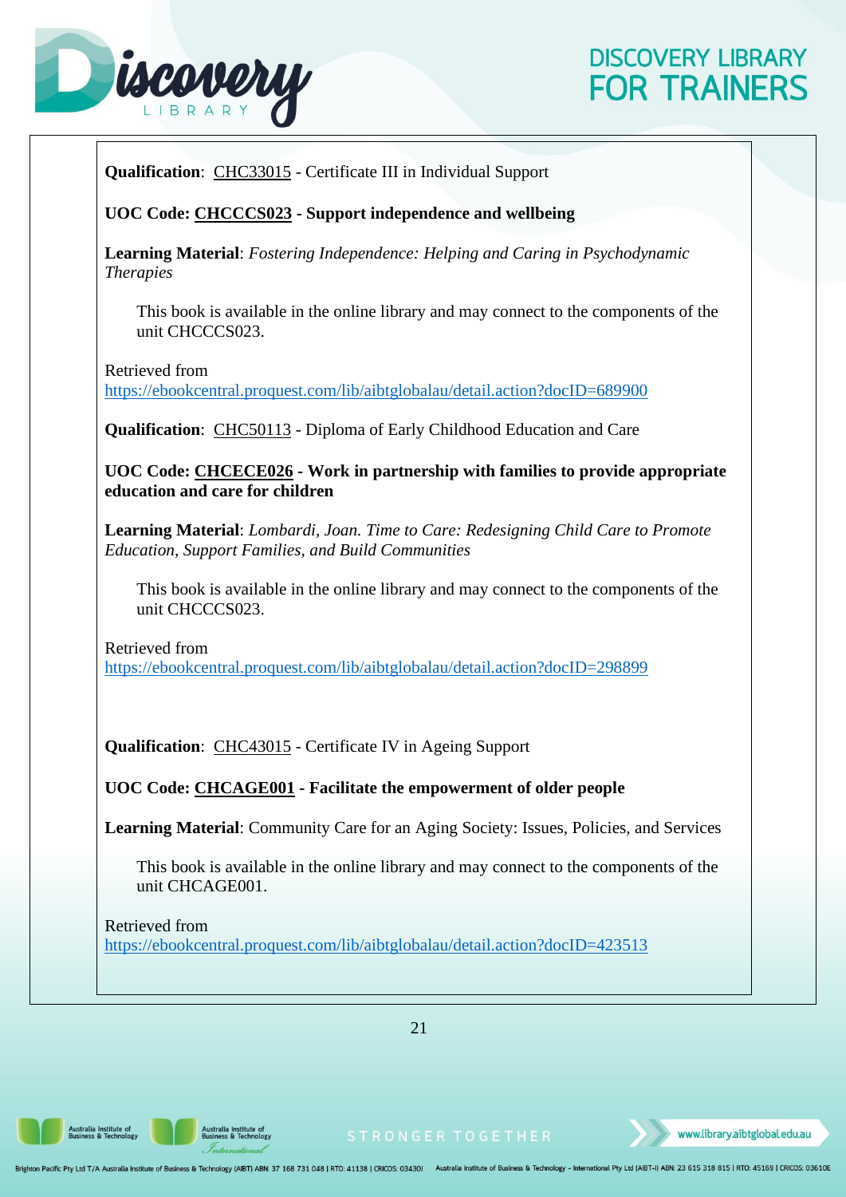**Qualification**: CHC33015 - Certificate III in Individual Support

**UOC Code: CHCCCS023 - Support independence and wellbeing**

**Learning Material**: *Fostering Independence: Helping and Caring in Psychodynamic Therapies*

This book is available in the online library and may connect to the components of the unit CHCCCS023.

Retrieved from
https://ebookcentral.proquest.com/lib/aibtglobalau/detail.action?docID=689900

**Qualification**: CHC50113 - Diploma of Early Childhood Education and Care

**UOC Code: CHCECE026 - Work in partnership with families to provide appropriate education and care for children**

**Learning Material**: *Lombardi, Joan. Time to Care: Redesigning Child Care to Promote Education, Support Families, and Build Communities*

This book is available in the online library and may connect to the components of the unit CHCCCS023.

Retrieved from
https://ebookcentral.proquest.com/lib/aibtglobalau/detail.action?docID=298899

**Qualification**: CHC43015 - Certificate IV in Ageing Support

**UOC Code: CHCAGE001 - Facilitate the empowerment of older people**

**Learning Material**: Community Care for an Aging Society: Issues, Policies, and Services

This book is available in the online library and may connect to the components of the unit CHCAGE001.

Retrieved from
https://ebookcentral.proquest.com/lib/aibtglobalau/detail.action?docID=423513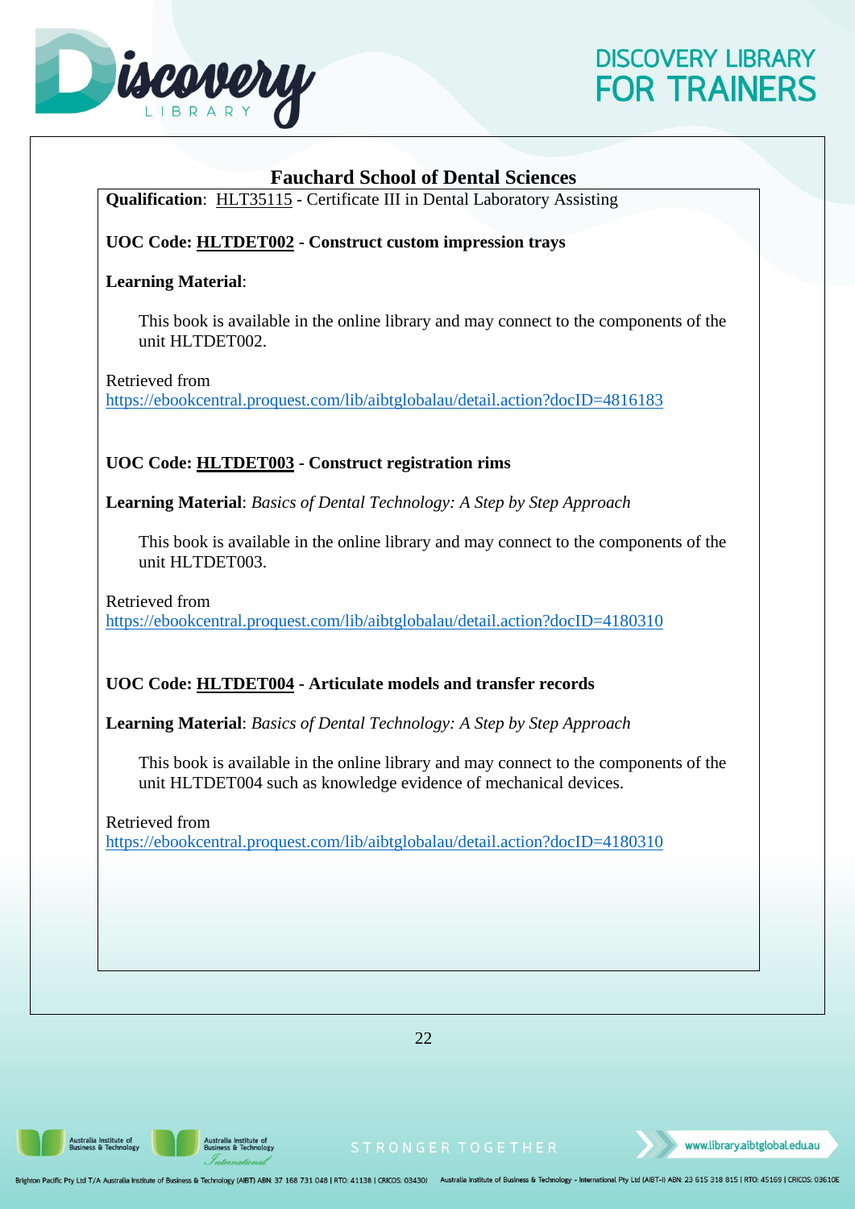## Fauchard School of Dental Sciences

**Qualification**: HLT35115 - Certificate III in Dental Laboratory Assisting

**UOC Code: HLTDET002 - Construct custom impression trays**

**Learning Material**:

This book is available in the online library and may connect to the components of the unit HLTDET002.

Retrieved from https://ebookcentral.proquest.com/lib/aibtglobalau/detail.action?docID=4816183

**UOC Code: HLTDET003 - Construct registration rims**

**Learning Material**: *Basics of Dental Technology: A Step by Step Approach*

This book is available in the online library and may connect to the components of the unit HLTDET003.

Retrieved from https://ebookcentral.proquest.com/lib/aibtglobalau/detail.action?docID=4180310

**UOC Code: HLTDET004 - Articulate models and transfer records**

**Learning Material**: *Basics of Dental Technology: A Step by Step Approach*

This book is available in the online library and may connect to the components of the unit HLTDET004 such as knowledge evidence of mechanical devices.

Retrieved from https://ebookcentral.proquest.com/lib/aibtglobalau/detail.action?docID=4180310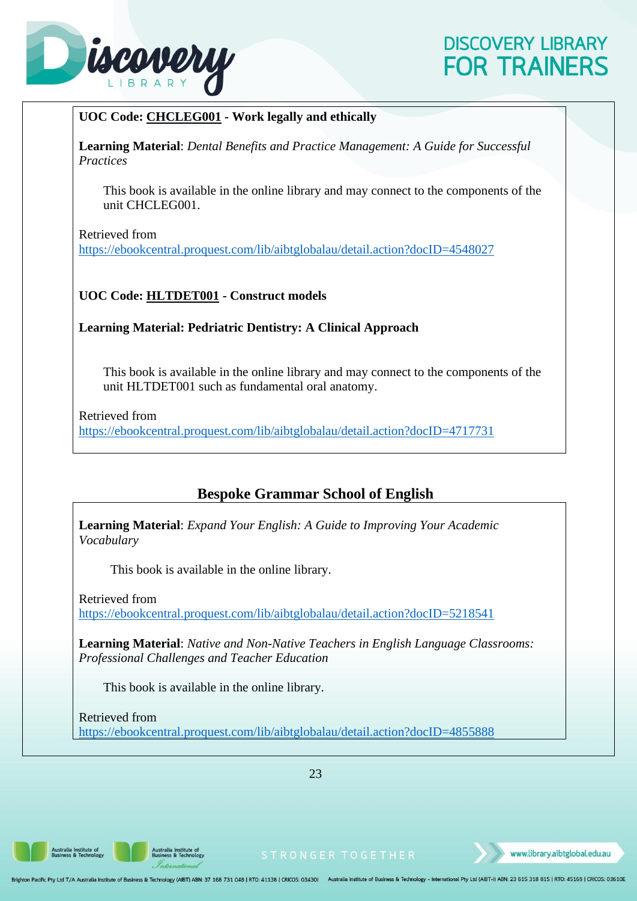**UOC Code: CHCLEG001 - Work legally and ethically**

**Learning Material**: *Dental Benefits and Practice Management: A Guide for Successful Practices*

This book is available in the online library and may connect to the components of the unit CHCLEG001.

Retrieved from
https://ebookcentral.proquest.com/lib/aibtglobalau/detail.action?docID=4548027

**UOC Code: HLTDET001 - Construct models**

**Learning Material: Pedriatric Dentistry: A Clinical Approach**

This book is available in the online library and may connect to the components of the unit HLTDET001 such as fundamental oral anatomy.

Retrieved from
https://ebookcentral.proquest.com/lib/aibtglobalau/detail.action?docID=4717731

## Bespoke Grammar School of English

**Learning Material**: *Expand Your English: A Guide to Improving Your Academic Vocabulary*

This book is available in the online library.

Retrieved from
https://ebookcentral.proquest.com/lib/aibtglobalau/detail.action?docID=5218541

**Learning Material**: *Native and Non-Native Teachers in English Language Classrooms: Professional Challenges and Teacher Education*

This book is available in the online library.

Retrieved from
https://ebookcentral.proquest.com/lib/aibtglobalau/detail.action?docID=4855888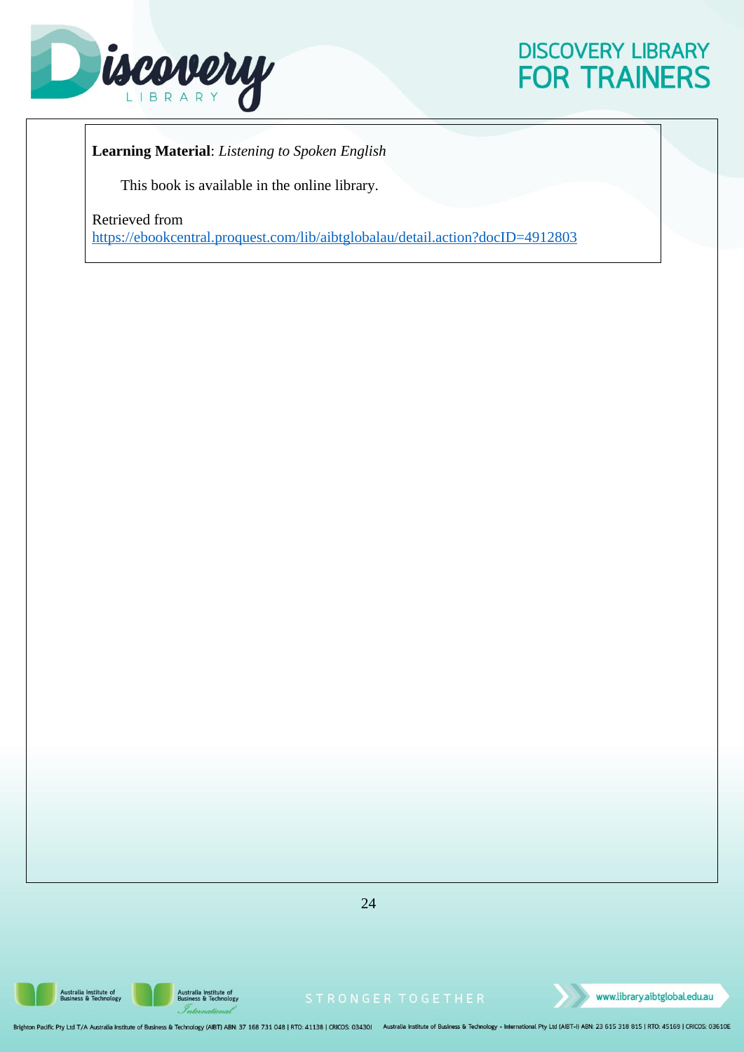**Learning Material**: *Listening to Spoken English*

This book is available in the online library.

Retrieved from
https://ebookcentral.proquest.com/lib/aibtglobalau/detail.action?docID=4912803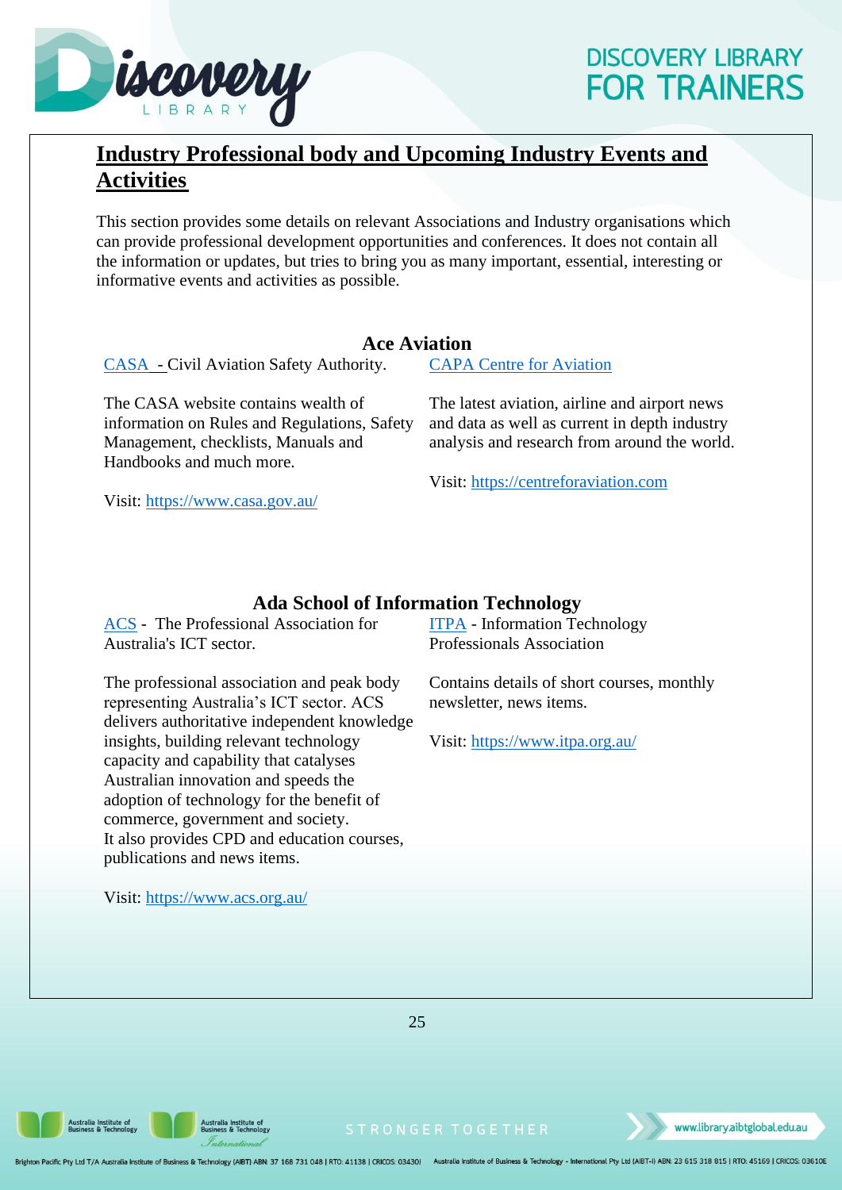## Industry Professional body and Upcoming Industry Events and Activities

This section provides some details on relevant Associations and Industry organisations which can provide professional development opportunities and conferences. It does not contain all the information or updates, but tries to bring you as many important, essential, interesting or informative events and activities as possible.

### Ace Aviation

CASA - Civil Aviation Safety Authority.

The CASA website contains wealth of information on Rules and Regulations, Safety Management, checklists, Manuals and Handbooks and much more.

Visit: https://www.casa.gov.au/

CAPA Centre for Aviation

The latest aviation, airline and airport news and data as well as current in depth industry analysis and research from around the world.

Visit: https://centreforaviation.com

### Ada School of Information Technology

ACS - The Professional Association for Australia's ICT sector.

The professional association and peak body representing Australia's ICT sector. ACS delivers authoritative independent knowledge insights, building relevant technology capacity and capability that catalyses Australian innovation and speeds the adoption of technology for the benefit of commerce, government and society.
It also provides CPD and education courses, publications and news items.

Visit: https://www.acs.org.au/

ITPA - Information Technology Professionals Association

Contains details of short courses, monthly newsletter, news items.

Visit: https://www.itpa.org.au/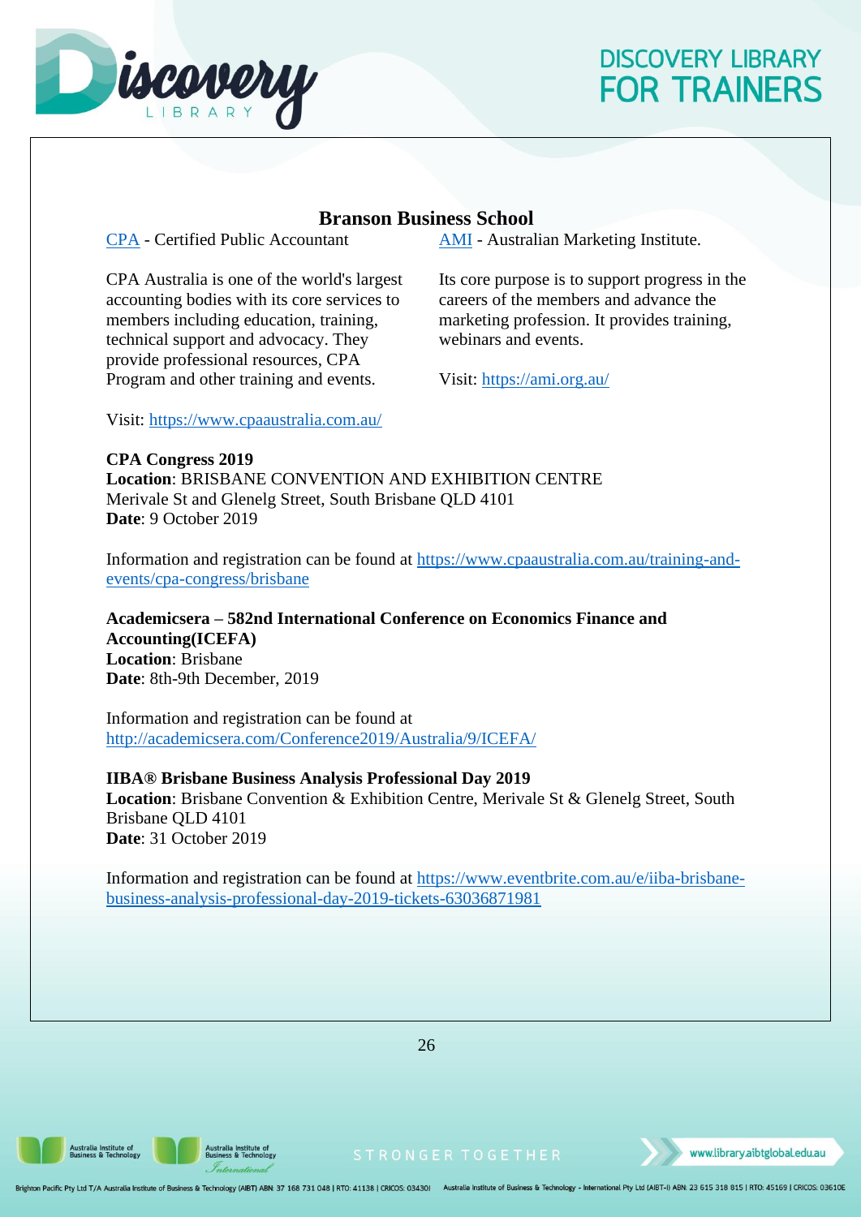## Branson Business School

CPA - Certified Public Accountant

CPA Australia is one of the world's largest accounting bodies with its core services to members including education, training, technical support and advocacy. They provide professional resources, CPA Program and other training and events.

Visit: https://www.cpaaustralia.com.au/

AMI - Australian Marketing Institute.

Its core purpose is to support progress in the careers of the members and advance the marketing profession. It provides training, webinars and events.

Visit: https://ami.org.au/

**CPA Congress 2019**
**Location**: BRISBANE CONVENTION AND EXHIBITION CENTRE
Merivale St and Glenelg Street, South Brisbane QLD 4101
**Date**: 9 October 2019

Information and registration can be found at https://www.cpaaustralia.com.au/training-and-events/cpa-congress/brisbane

**Academicsera – 582nd International Conference on Economics Finance and Accounting(ICEFA)**
**Location**: Brisbane
**Date**: 8th-9th December, 2019

Information and registration can be found at http://academicsera.com/Conference2019/Australia/9/ICEFA/

**IIBA® Brisbane Business Analysis Professional Day 2019**
**Location**: Brisbane Convention & Exhibition Centre, Merivale St & Glenelg Street, South Brisbane QLD 4101
**Date**: 31 October 2019

Information and registration can be found at https://www.eventbrite.com.au/e/iiba-brisbane-business-analysis-professional-day-2019-tickets-63036871981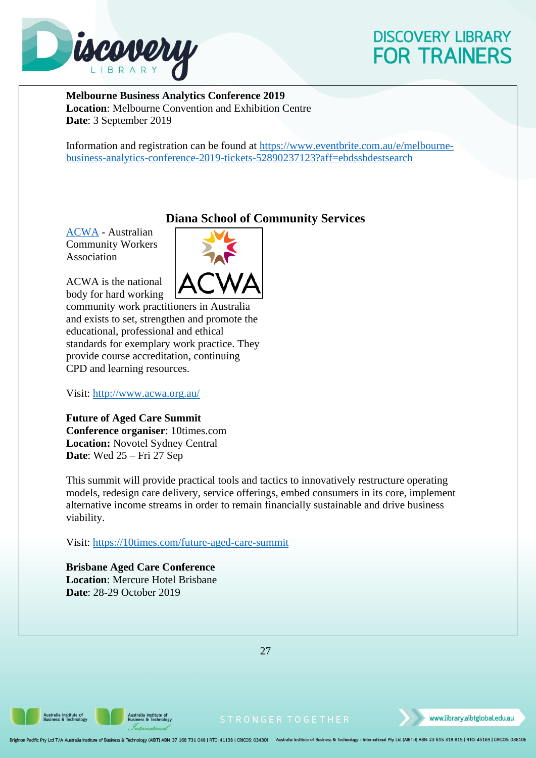**Melbourne Business Analytics Conference 2019**
**Location**: Melbourne Convention and Exhibition Centre
**Date**: 3 September 2019

Information and registration can be found at https://www.eventbrite.com.au/e/melbourne-business-analytics-conference-2019-tickets-52890237123?aff=ebdssbdestsearch

## Diana School of Community Services

ACWA - Australian Community Workers Association

ACWA is the national body for hard working community work practitioners in Australia and exists to set, strengthen and promote the educational, professional and ethical standards for exemplary work practice. They provide course accreditation, continuing CPD and learning resources.

Visit: http://www.acwa.org.au/

**Future of Aged Care Summit**
**Conference organiser**: 10times.com
**Location:** Novotel Sydney Central
**Date**: Wed 25 – Fri 27 Sep

This summit will provide practical tools and tactics to innovatively restructure operating models, redesign care delivery, service offerings, embed consumers in its core, implement alternative income streams in order to remain financially sustainable and drive business viability.

Visit: https://10times.com/future-aged-care-summit

**Brisbane Aged Care Conference**
**Location**: Mercure Hotel Brisbane
**Date**: 28-29 October 2019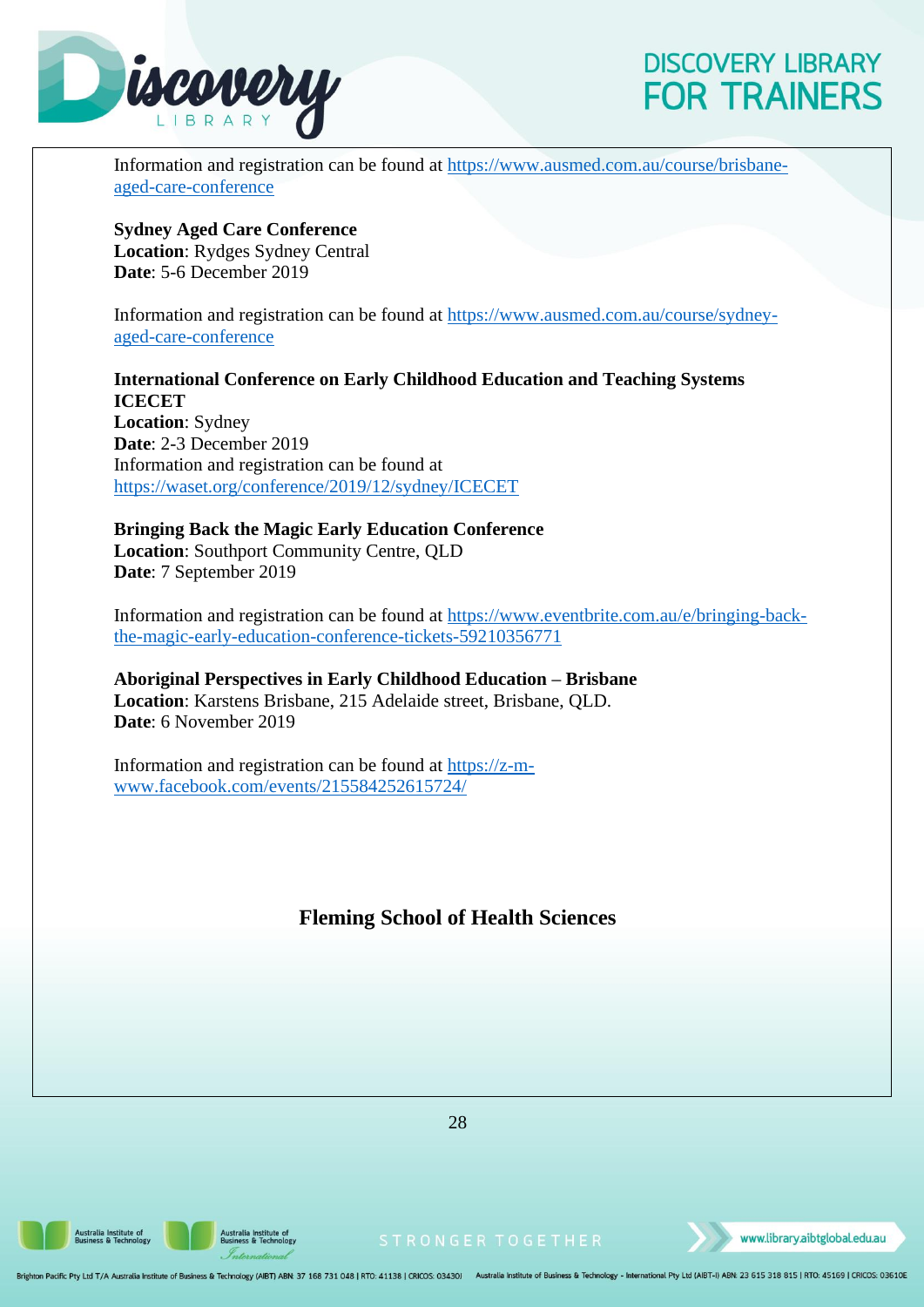Information and registration can be found at https://www.ausmed.com.au/course/brisbane-aged-care-conference

**Sydney Aged Care Conference**
**Location**: Rydges Sydney Central
**Date**: 5-6 December 2019

Information and registration can be found at https://www.ausmed.com.au/course/sydney-aged-care-conference

**International Conference on Early Childhood Education and Teaching Systems ICECET**
**Location**: Sydney
**Date**: 2-3 December 2019
Information and registration can be found at https://waset.org/conference/2019/12/sydney/ICECET

**Bringing Back the Magic Early Education Conference**
**Location**: Southport Community Centre, QLD
**Date**: 7 September 2019

Information and registration can be found at https://www.eventbrite.com.au/e/bringing-back-the-magic-early-education-conference-tickets-59210356771

**Aboriginal Perspectives in Early Childhood Education – Brisbane**
**Location**: Karstens Brisbane, 215 Adelaide street, Brisbane, QLD.
**Date**: 6 November 2019

Information and registration can be found at https://z-m-www.facebook.com/events/215584252615724/

## Fleming School of Health Sciences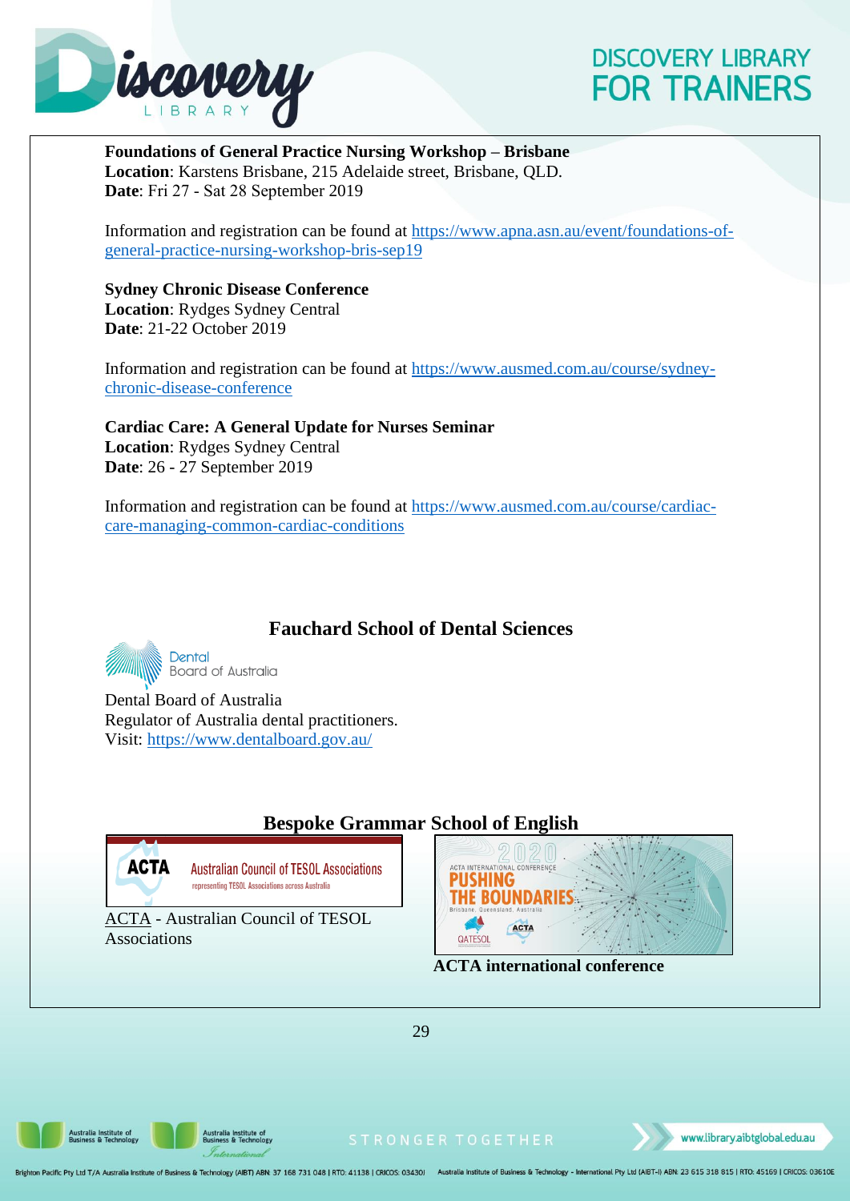**Foundations of General Practice Nursing Workshop – Brisbane**
**Location**: Karstens Brisbane, 215 Adelaide street, Brisbane, QLD.
**Date**: Fri 27 - Sat 28 September 2019

Information and registration can be found at https://www.apna.asn.au/event/foundations-of-general-practice-nursing-workshop-bris-sep19

**Sydney Chronic Disease Conference**
**Location**: Rydges Sydney Central
**Date**: 21-22 October 2019

Information and registration can be found at https://www.ausmed.com.au/course/sydney-chronic-disease-conference

**Cardiac Care: A General Update for Nurses Seminar**
**Location**: Rydges Sydney Central
**Date**: 26 - 27 September 2019

Information and registration can be found at https://www.ausmed.com.au/course/cardiac-care-managing-common-cardiac-conditions

## Fauchard School of Dental Sciences

Dental Board of Australia

Dental Board of Australia
Regulator of Australia dental practitioners.
Visit: https://www.dentalboard.gov.au/

## Bespoke Grammar School of English

ACTA Australian Council of TESOL Associations
representing TESOL Associations across Australia

ACTA - Australian Council of TESOL Associations

2020
ACTA INTERNATIONAL CONFERENCE
PUSHING THE BOUNDARIES
Brisbane, Queensland, Australia
QATESOL ACTA

**ACTA international conference**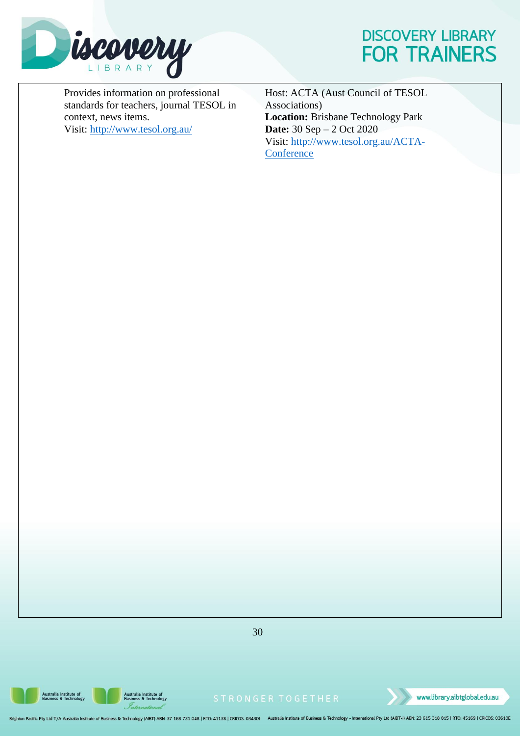Provides information on professional standards for teachers, journal TESOL in context, news items.
Visit: http://www.tesol.org.au/

Host: ACTA (Aust Council of TESOL Associations)
**Location:** Brisbane Technology Park
**Date:** 30 Sep – 2 Oct 2020
Visit: http://www.tesol.org.au/ACTA-Conference